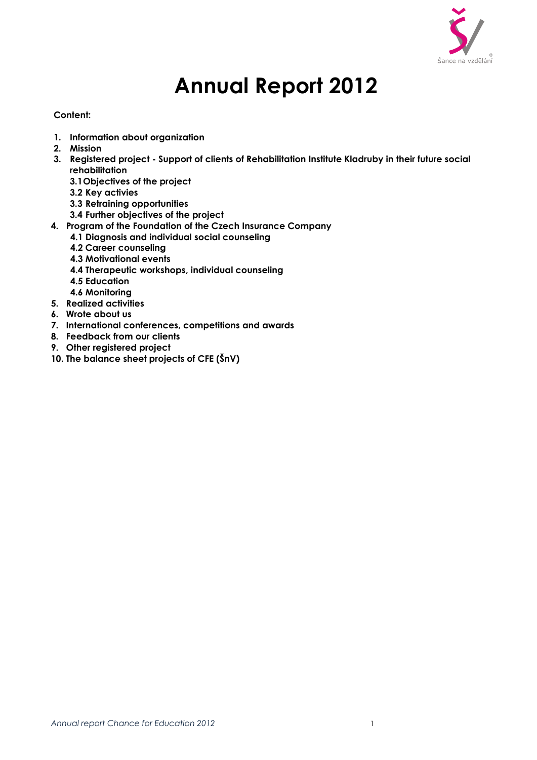# Annual Report 2012

**Content:**

1. **Information about organization**
2. **Mission**
3. **Registered project - Support of clients of Rehabilitation Institute Kladruby in their future social rehabilitation**
   - **3.1 Objectives of the project**
   - **3.2 Key activies**
   - **3.3 Retraining opportunities**
   - **3.4 Further objectives of the project**
4. **Program of the Foundation of the Czech Insurance Company**
   - **4.1 Diagnosis and individual social counseling**
   - **4.2 Career counseling**
   - **4.3 Motivational events**
   - **4.4 Therapeutic workshops, individual counseling**
   - **4.5 Education**
   - **4.6 Monitoring**
5. **Realized activities**
6. **Wrote about us**
7. **International conferences, competitions and awards**
8. **Feedback from our clients**
9. **Other registered project**
10. **The balance sheet projects of CFE (ŠnV)**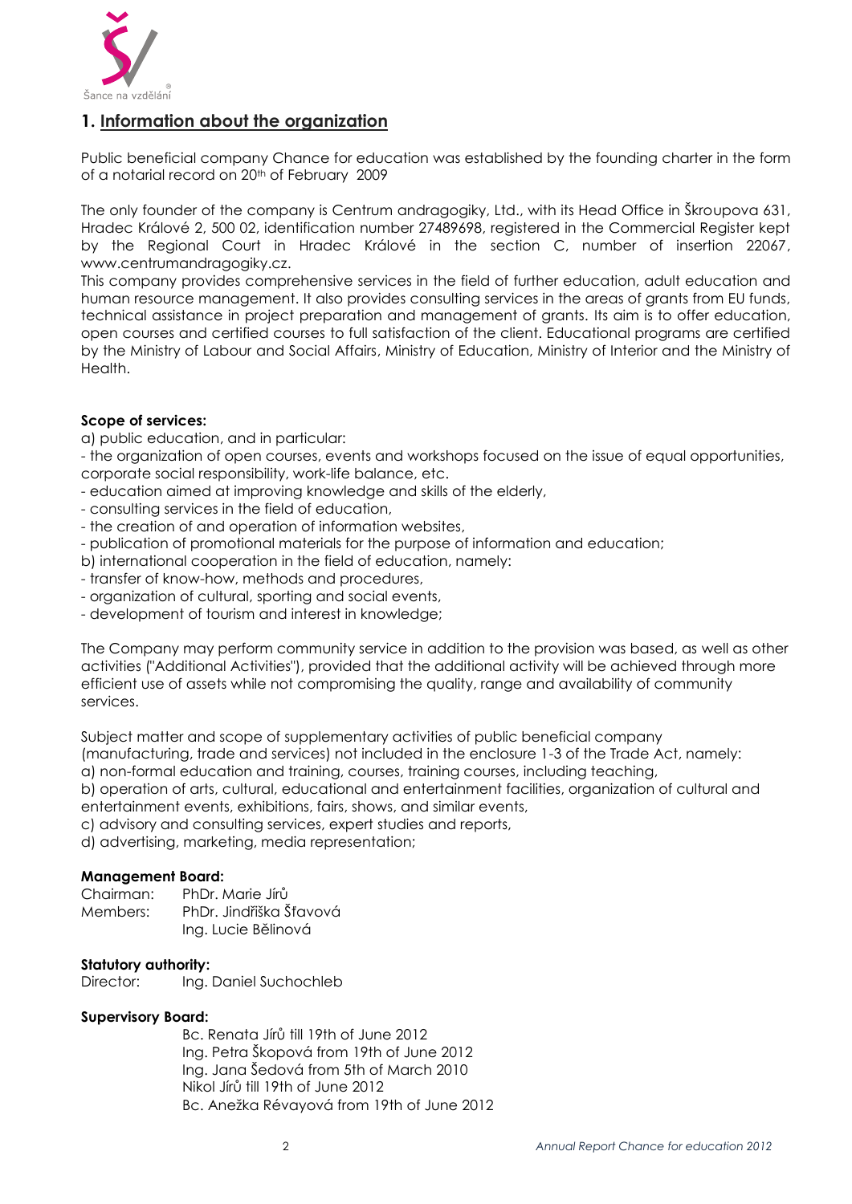## 1. Information about the organization

Public beneficial company Chance for education was established by the founding charter in the form of a notarial record on 20th of February 2009

The only founder of the company is Centrum andragogiky, Ltd., with its Head Office in Škroupova 631, Hradec Králové 2, 500 02, identification number 27489698, registered in the Commercial Register kept by the Regional Court in Hradec Králové in the section C, number of insertion 22067, www.centrumandragogiky.cz.

This company provides comprehensive services in the field of further education, adult education and human resource management. It also provides consulting services in the areas of grants from EU funds, technical assistance in project preparation and management of grants. Its aim is to offer education, open courses and certified courses to full satisfaction of the client. Educational programs are certified by the Ministry of Labour and Social Affairs, Ministry of Education, Ministry of Interior and the Ministry of Health.

**Scope of services:**

a) public education, and in particular:
- the organization of open courses, events and workshops focused on the issue of equal opportunities, corporate social responsibility, work-life balance, etc.
- education aimed at improving knowledge and skills of the elderly,
- consulting services in the field of education,
- the creation of and operation of information websites,
- publication of promotional materials for the purpose of information and education;

b) international cooperation in the field of education, namely:
- transfer of know-how, methods and procedures,
- organization of cultural, sporting and social events,
- development of tourism and interest in knowledge;

The Company may perform community service in addition to the provision was based, as well as other activities ("Additional Activities"), provided that the additional activity will be achieved through more efficient use of assets while not compromising the quality, range and availability of community services.

Subject matter and scope of supplementary activities of public beneficial company (manufacturing, trade and services) not included in the enclosure 1-3 of the Trade Act, namely:
a) non-formal education and training, courses, training courses, including teaching,
b) operation of arts, cultural, educational and entertainment facilities, organization of cultural and entertainment events, exhibitions, fairs, shows, and similar events,
c) advisory and consulting services, expert studies and reports,
d) advertising, marketing, media representation;

**Management Board:**

Chairman: PhDr. Marie Jírů
Members: PhDr. Jindřiška Šťavová
Ing. Lucie Bělinová

**Statutory authority:**

Director: Ing. Daniel Suchochleb

**Supervisory Board:**

Bc. Renata Jírů till 19th of June 2012
Ing. Petra Škopová from 19th of June 2012
Ing. Jana Šedová from 5th of March 2010
Nikol Jírů till 19th of June 2012
Bc. Anežka Révayová from 19th of June 2012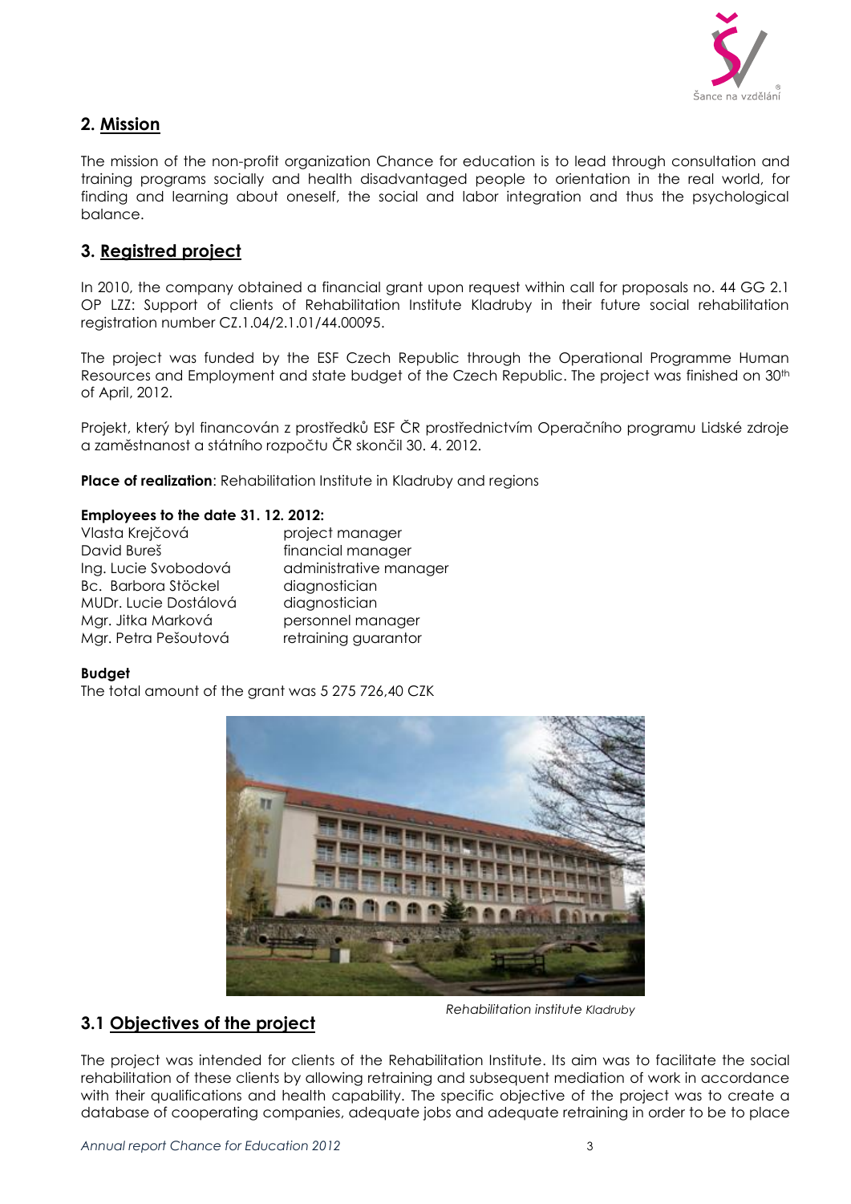## 2. Mission

The mission of the non-profit organization Chance for education is to lead through consultation and training programs socially and health disadvantaged people to orientation in the real world, for finding and learning about oneself, the social and labor integration and thus the psychological balance.

## 3. Registred project

In 2010, the company obtained a financial grant upon request within call for proposals no. 44 GG 2.1 OP LZZ: Support of clients of Rehabilitation Institute Kladruby in their future social rehabilitation registration number CZ.1.04/2.1.01/44.00095.

The project was funded by the ESF Czech Republic through the Operational Programme Human Resources and Employment and state budget of the Czech Republic. The project was finished on 30th of April, 2012.

Projekt, který byl financován z prostředků ESF ČR prostřednictvím Operačního programu Lidské zdroje a zaměstnanost a státního rozpočtu ČR skončil 30. 4. 2012.

**Place of realization**: Rehabilitation Institute in Kladruby and regions

**Employees to the date 31. 12. 2012:**

| | |
|---|---|
| Vlasta Krejčová | project manager |
| David Bureš | financial manager |
| Ing. Lucie Svobodová | administrative manager |
| Bc. Barbora Stöckel | diagnostician |
| MUDr. Lucie Dostálová | diagnostician |
| Mgr. Jitka Marková | personnel manager |
| Mgr. Petra Pešoutová | retraining guarantor |

**Budget**
The total amount of the grant was 5 275 726,40 CZK

*Rehabilitation institute Kladruby*

## 3.1 Objectives of the project

The project was intended for clients of the Rehabilitation Institute. Its aim was to facilitate the social rehabilitation of these clients by allowing retraining and subsequent mediation of work in accordance with their qualifications and health capability. The specific objective of the project was to create a database of cooperating companies, adequate jobs and adequate retraining in order to be to place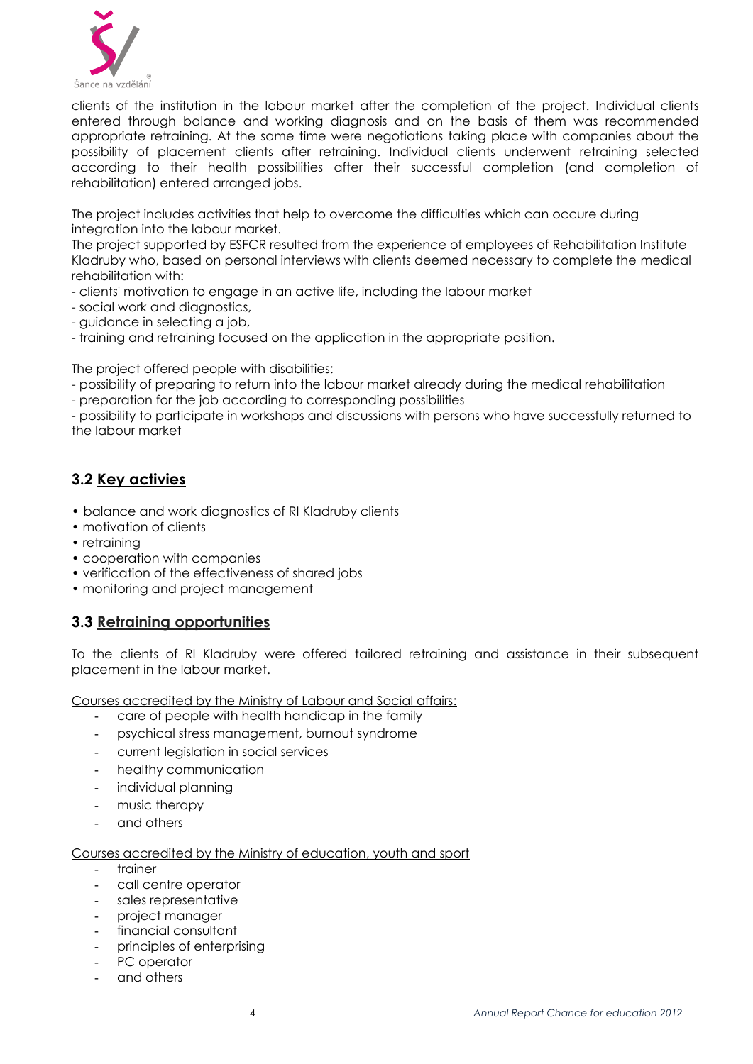clients of the institution in the labour market after the completion of the project. Individual clients entered through balance and working diagnosis and on the basis of them was recommended appropriate retraining. At the same time were negotiations taking place with companies about the possibility of placement clients after retraining. Individual clients underwent retraining selected according to their health possibilities after their successful completion (and completion of rehabilitation) entered arranged jobs.

The project includes activities that help to overcome the difficulties which can occure during integration into the labour market.
The project supported by ESFCR resulted from the experience of employees of Rehabilitation Institute Kladruby who, based on personal interviews with clients deemed necessary to complete the medical rehabilitation with:
- clients' motivation to engage in an active life, including the labour market
- social work and diagnostics,
- guidance in selecting a job,
- training and retraining focused on the application in the appropriate position.

The project offered people with disabilities:
- possibility of preparing to return into the labour market already during the medical rehabilitation
- preparation for the job according to corresponding possibilities
- possibility to participate in workshops and discussions with persons who have successfully returned to the labour market

## 3.2 Key activies

- balance and work diagnostics of RI Kladruby clients
- motivation of clients
- retraining
- cooperation with companies
- verification of the effectiveness of shared jobs
- monitoring and project management

## 3.3 Retraining opportunities

To the clients of RI Kladruby were offered tailored retraining and assistance in their subsequent placement in the labour market.

Courses accredited by the Ministry of Labour and Social affairs:

- care of people with health handicap in the family
- psychical stress management, burnout syndrome
- current legislation in social services
- healthy communication
- individual planning
- music therapy
- and others

Courses accredited by the Ministry of education, youth and sport

- trainer
- call centre operator
- sales representative
- project manager
- financial consultant
- principles of enterprising
- PC operator
- and others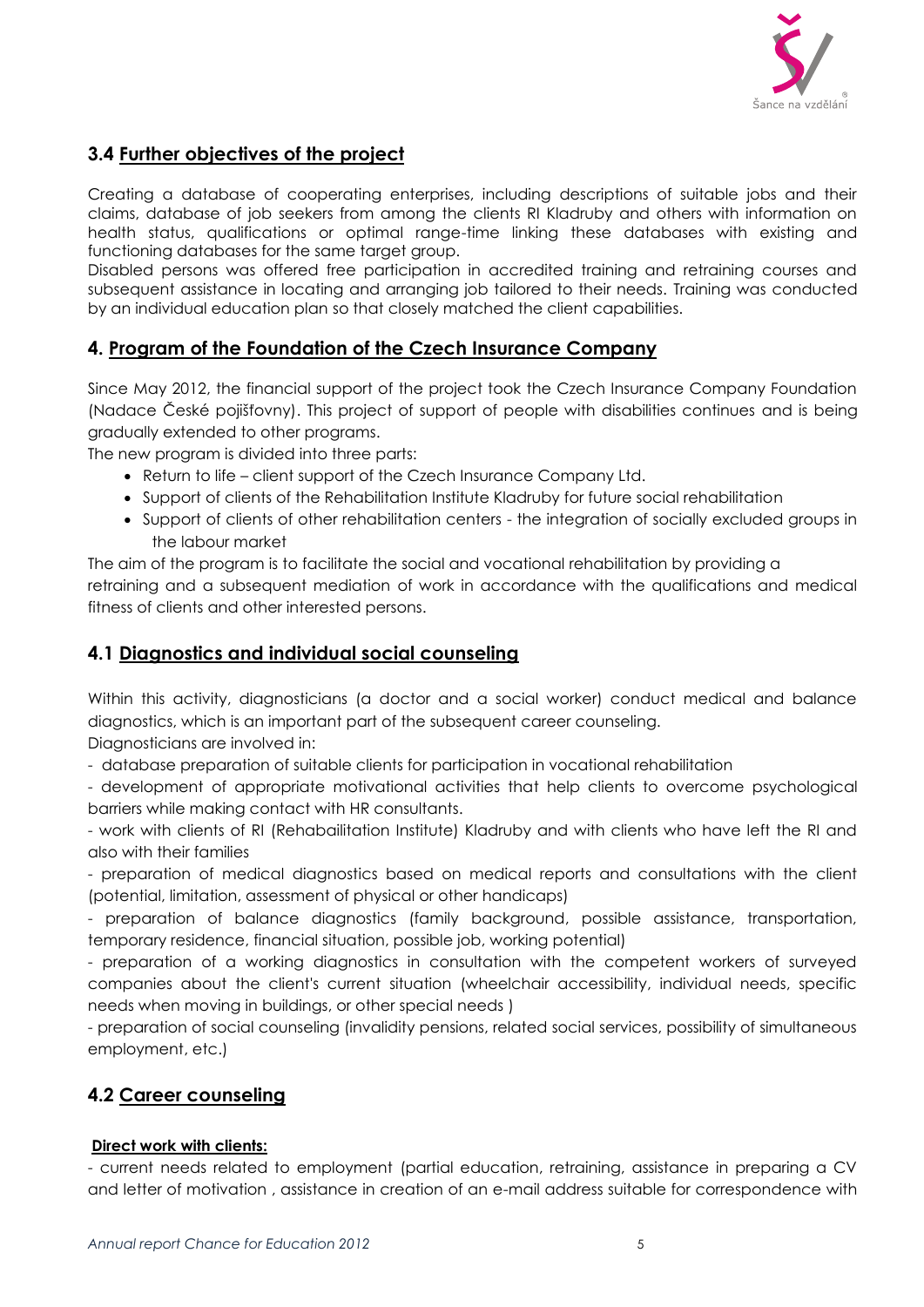## 3.4 Further objectives of the project

Creating a database of cooperating enterprises, including descriptions of suitable jobs and their claims, database of job seekers from among the clients RI Kladruby and others with information on health status, qualifications or optimal range-time linking these databases with existing and functioning databases for the same target group.

Disabled persons was offered free participation in accredited training and retraining courses and subsequent assistance in locating and arranging job tailored to their needs. Training was conducted by an individual education plan so that closely matched the client capabilities.

## 4. Program of the Foundation of the Czech Insurance Company

Since May 2012, the financial support of the project took the Czech Insurance Company Foundation (Nadace České pojišťovny). This project of support of people with disabilities continues and is being gradually extended to other programs.

The new program is divided into three parts:

- Return to life – client support of the Czech Insurance Company Ltd.
- Support of clients of the Rehabilitation Institute Kladruby for future social rehabilitation
- Support of clients of other rehabilitation centers - the integration of socially excluded groups in the labour market

The aim of the program is to facilitate the social and vocational rehabilitation by providing a retraining and a subsequent mediation of work in accordance with the qualifications and medical fitness of clients and other interested persons.

## 4.1 Diagnostics and individual social counseling

Within this activity, diagnosticians (a doctor and a social worker) conduct medical and balance diagnostics, which is an important part of the subsequent career counseling.

Diagnosticians are involved in:

- database preparation of suitable clients for participation in vocational rehabilitation
- development of appropriate motivational activities that help clients to overcome psychological barriers while making contact with HR consultants.
- work with clients of RI (Rehabailitation Institute) Kladruby and with clients who have left the RI and also with their families
- preparation of medical diagnostics based on medical reports and consultations with the client (potential, limitation, assessment of physical or other handicaps)
- preparation of balance diagnostics (family background, possible assistance, transportation, temporary residence, financial situation, possible job, working potential)
- preparation of a working diagnostics in consultation with the competent workers of surveyed companies about the client's current situation (wheelchair accessibility, individual needs, specific needs when moving in buildings, or other special needs )
- preparation of social counseling (invalidity pensions, related social services, possibility of simultaneous employment, etc.)

## 4.2 Career counseling

**Direct work with clients:**

- current needs related to employment (partial education, retraining, assistance in preparing a CV and letter of motivation , assistance in creation of an e-mail address suitable for correspondence with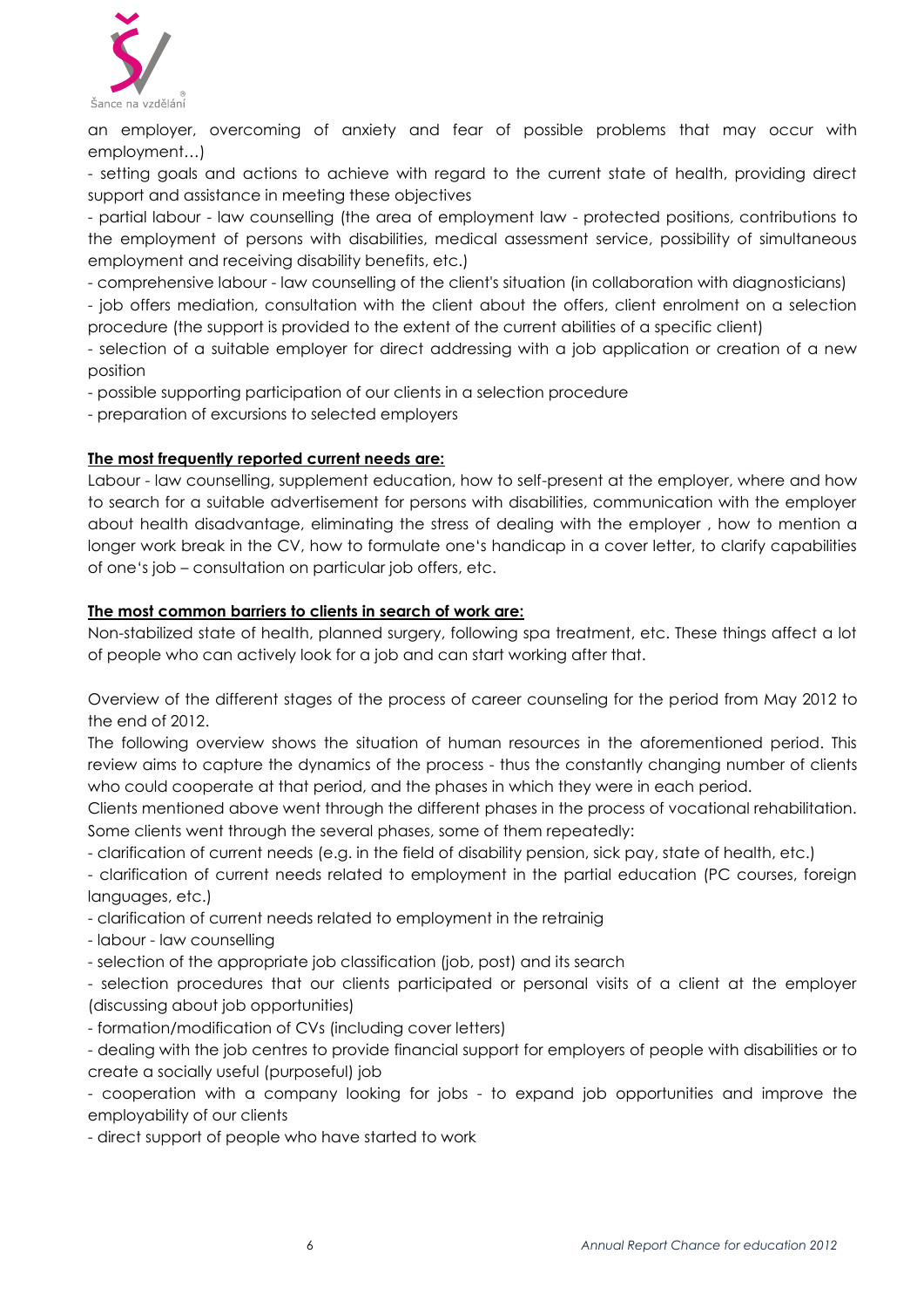an employer, overcoming of anxiety and fear of possible problems that may occur with employment…)

- setting goals and actions to achieve with regard to the current state of health, providing direct support and assistance in meeting these objectives
- partial labour - law counselling (the area of employment law - protected positions, contributions to the employment of persons with disabilities, medical assessment service, possibility of simultaneous employment and receiving disability benefits, etc.)
- comprehensive labour - law counselling of the client's situation (in collaboration with diagnosticians)
- job offers mediation, consultation with the client about the offers, client enrolment on a selection procedure (the support is provided to the extent of the current abilities of a specific client)
- selection of a suitable employer for direct addressing with a job application or creation of a new position
- possible supporting participation of our clients in a selection procedure
- preparation of excursions to selected employers

**The most frequently reported current needs are:**

Labour - law counselling, supplement education, how to self-present at the employer, where and how to search for a suitable advertisement for persons with disabilities, communication with the employer about health disadvantage, eliminating the stress of dealing with the employer , how to mention a longer work break in the CV, how to formulate one's handicap in a cover letter, to clarify capabilities of one's job – consultation on particular job offers, etc.

**The most common barriers to clients in search of work are:**

Non-stabilized state of health, planned surgery, following spa treatment, etc. These things affect a lot of people who can actively look for a job and can start working after that.

Overview of the different stages of the process of career counseling for the period from May 2012 to the end of 2012.

The following overview shows the situation of human resources in the aforementioned period. This review aims to capture the dynamics of the process - thus the constantly changing number of clients who could cooperate at that period, and the phases in which they were in each period.

Clients mentioned above went through the different phases in the process of vocational rehabilitation. Some clients went through the several phases, some of them repeatedly:

- clarification of current needs (e.g. in the field of disability pension, sick pay, state of health, etc.)
- clarification of current needs related to employment in the partial education (PC courses, foreign languages, etc.)
- clarification of current needs related to employment in the retrainig
- labour - law counselling
- selection of the appropriate job classification (job, post) and its search
- selection procedures that our clients participated or personal visits of a client at the employer (discussing about job opportunities)
- formation/modification of CVs (including cover letters)
- dealing with the job centres to provide financial support for employers of people with disabilities or to create a socially useful (purposeful) job
- cooperation with a company looking for jobs - to expand job opportunities and improve the employability of our clients
- direct support of people who have started to work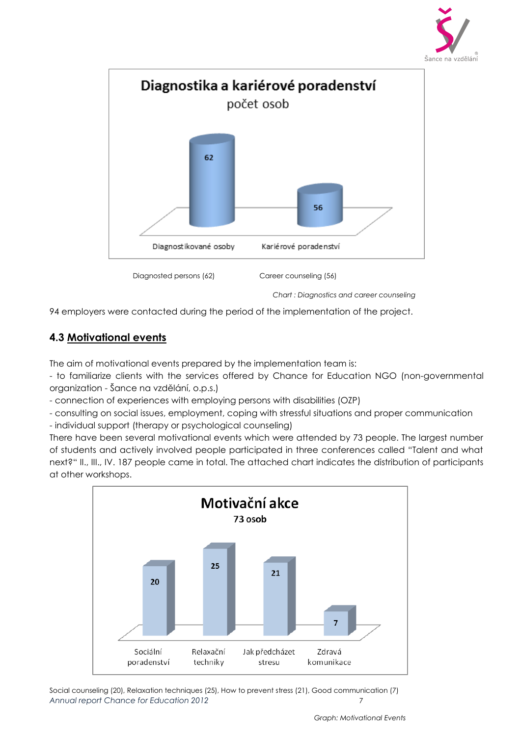Diagnostika a kariérové poradenství

počet osob

62

56

Diagnostikované osoby

Kariérové poradenství

Diagnosted persons (62) Career counseling (56)

*Chart : Diagnostics and career counseling*

94 employers were contacted during the period of the implementation of the project.

## 4.3 Motivational events

The aim of motivational events prepared by the implementation team is:

- to familiarize clients with the services offered by Chance for Education NGO (non-governmental organization - Šance na vzdělání, o.p.s.)
- connection of experiences with employing persons with disabilities (OZP)
- consulting on social issues, employment, coping with stressful situations and proper communication
- individual support (therapy or psychological counseling)

There have been several motivational events which were attended by 73 people. The largest number of students and actively involved people participated in three conferences called "Talent and what next?" II., III., IV. 187 people came in total. The attached chart indicates the distribution of participants at other workshops.

Motivační akce

73 osob

20

25

21

7

Sociální poradenství

Relaxační techniky

Jak předcházet stresu

Zdravá komunikace

Social counseling (20), Relaxation techniques (25), How to prevent stress (21), Good communication (7)

*Graph: Motivational Events*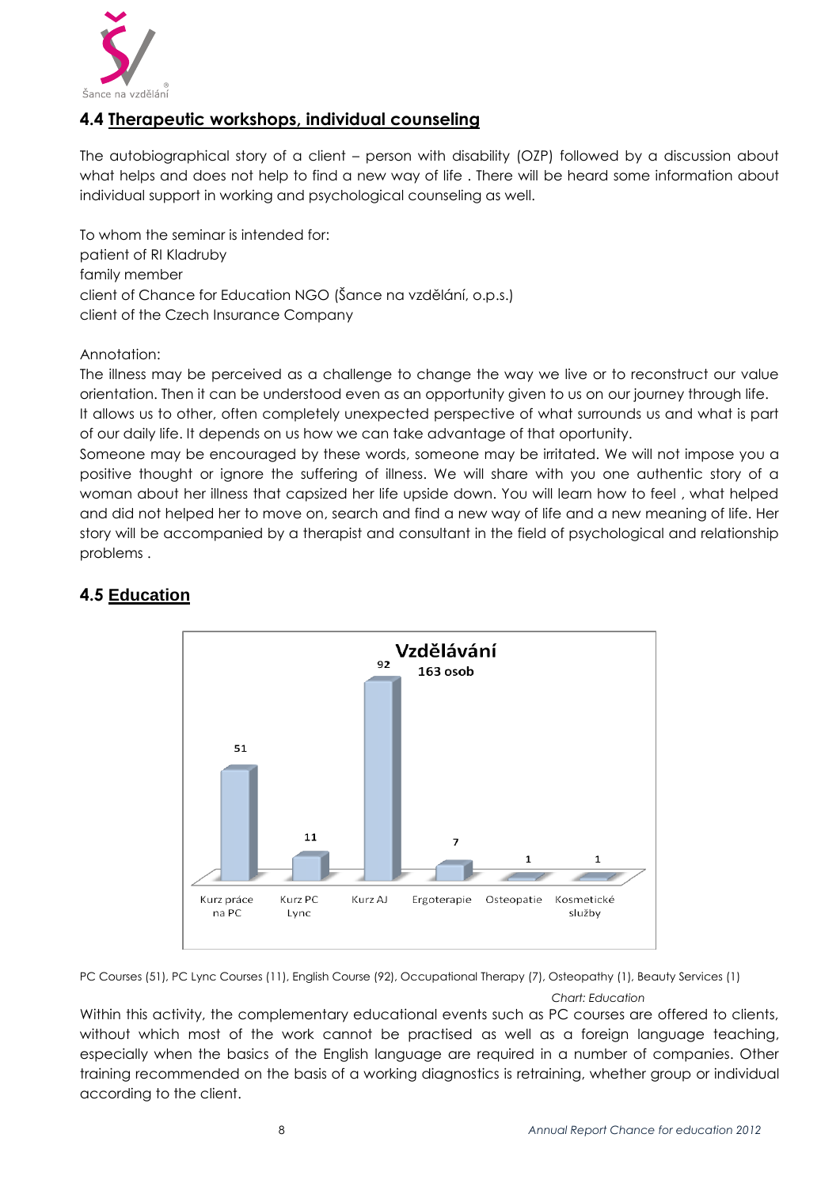## 4.4 Therapeutic workshops, individual counseling

The autobiographical story of a client – person with disability (OZP) followed by a discussion about what helps and does not help to find a new way of life . There will be heard some information about individual support in working and psychological counseling as well.

To whom the seminar is intended for:
patient of RI Kladruby
family member
client of Chance for Education NGO (Šance na vzdělání, o.p.s.)
client of the Czech Insurance Company

Annotation:
The illness may be perceived as a challenge to change the way we live or to reconstruct our value orientation. Then it can be understood even as an opportunity given to us on our journey through life.
It allows us to other, often completely unexpected perspective of what surrounds us and what is part of our daily life. It depends on us how we can take advantage of that oportunity.
Someone may be encouraged by these words, someone may be irritated. We will not impose you a positive thought or ignore the suffering of illness. We will share with you one authentic story of a woman about her illness that capsized her life upside down. You will learn how to feel , what helped and did not helped her to move on, search and find a new way of life and a new meaning of life. Her story will be accompanied by a therapist and consultant in the field of psychological and relationship problems .

## 4.5 Education

Vzdělávání
163 osob
51
11
92
7
1
1
Kurz práce na PC
Kurz PC Lync
Kurz AJ
Ergoterapie
Osteopatie
Kosmetické služby

PC Courses (51), PC Lync Courses (11), English Course (92), Occupational Therapy (7), Osteopathy (1), Beauty Services (1)

*Chart: Education*

Within this activity, the complementary educational events such as PC courses are offered to clients, without which most of the work cannot be practised as well as a foreign language teaching, especially when the basics of the English language are required in a number of companies. Other training recommended on the basis of a working diagnostics is retraining, whether group or individual according to the client.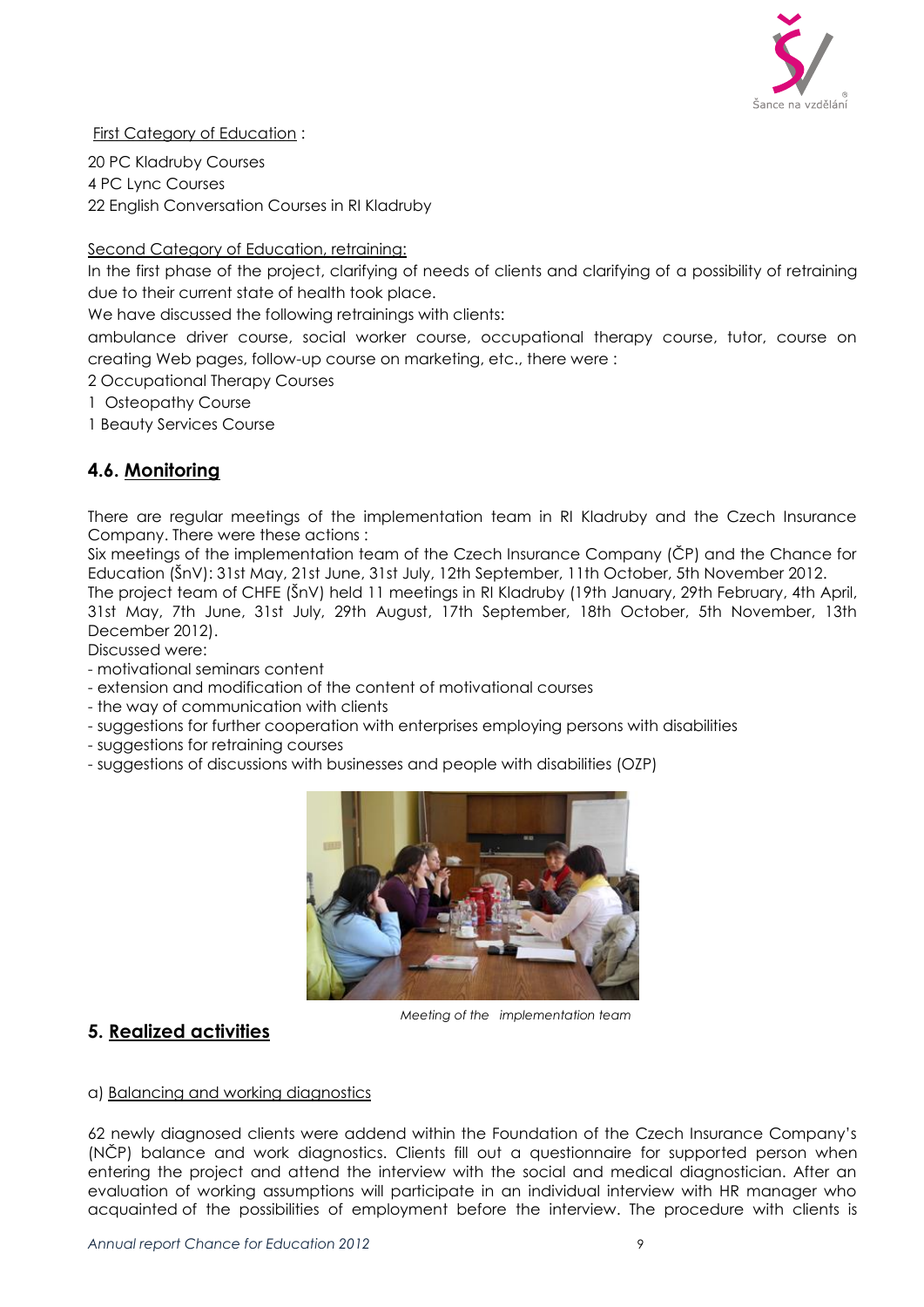First Category of Education :

20 PC Kladruby Courses
4 PC Lync Courses
22 English Conversation Courses in RI Kladruby

Second Category of Education, retraining:

In the first phase of the project, clarifying of needs of clients and clarifying of a possibility of retraining due to their current state of health took place.

We have discussed the following retrainings with clients:

ambulance driver course, social worker course, occupational therapy course, tutor, course on creating Web pages, follow-up course on marketing, etc., there were :

2 Occupational Therapy Courses
1 Osteopathy Course
1 Beauty Services Course

## 4.6. Monitoring

There are regular meetings of the implementation team in RI Kladruby and the Czech Insurance Company. There were these actions :

Six meetings of the implementation team of the Czech Insurance Company (ČP) and the Chance for Education (ŠnV): 31st May, 21st June, 31st July, 12th September, 11th October, 5th November 2012.

The project team of CHFE (ŠnV) held 11 meetings in RI Kladruby (19th January, 29th February, 4th April, 31st May, 7th June, 31st July, 29th August, 17th September, 18th October, 5th November, 13th December 2012).

Discussed were:

- motivational seminars content
- extension and modification of the content of motivational courses
- the way of communication with clients
- suggestions for further cooperation with enterprises employing persons with disabilities
- suggestions for retraining courses
- suggestions of discussions with businesses and people with disabilities (OZP)

*Meeting of the implementation team*

## 5. Realized activities

a) Balancing and working diagnostics

62 newly diagnosed clients were addend within the Foundation of the Czech Insurance Company's (NČP) balance and work diagnostics. Clients fill out a questionnaire for supported person when entering the project and attend the interview with the social and medical diagnostician. After an evaluation of working assumptions will participate in an individual interview with HR manager who acquainted of the possibilities of employment before the interview. The procedure with clients is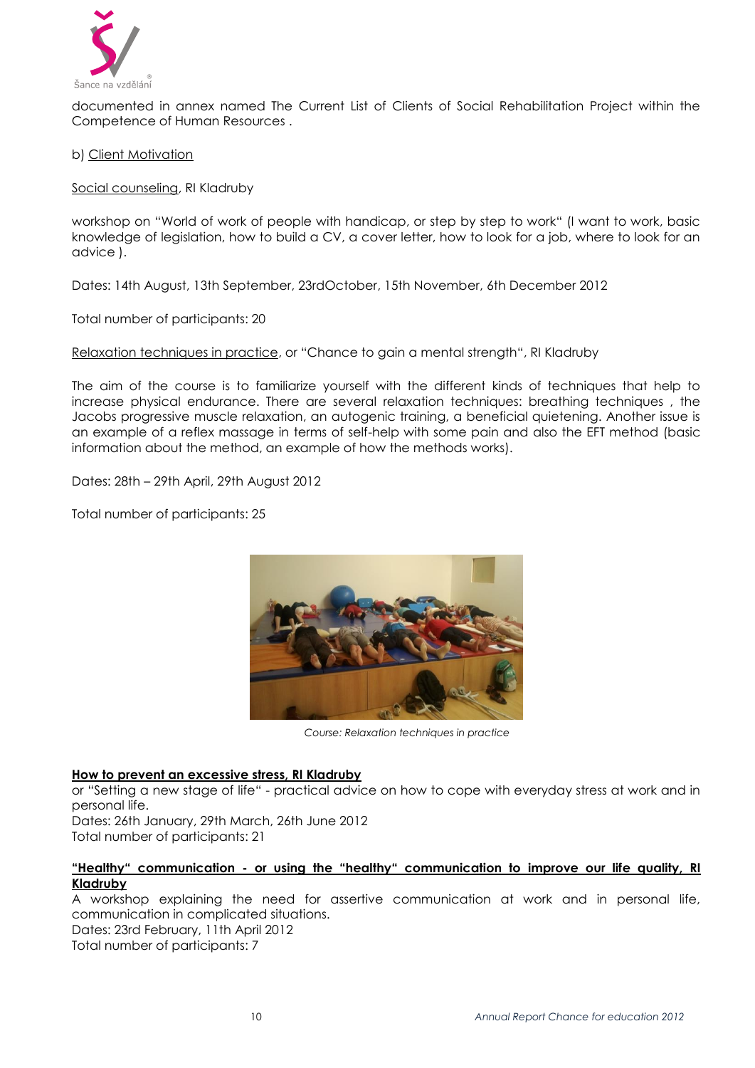documented in annex named The Current List of Clients of Social Rehabilitation Project within the Competence of Human Resources .

b) Client Motivation

Social counseling, RI Kladruby

workshop on "World of work of people with handicap, or step by step to work" (I want to work, basic knowledge of legislation, how to build a CV, a cover letter, how to look for a job, where to look for an advice ).

Dates: 14th August, 13th September, 23rdOctober, 15th November, 6th December 2012

Total number of participants: 20

Relaxation techniques in practice, or "Chance to gain a mental strength", RI Kladruby

The aim of the course is to familiarize yourself with the different kinds of techniques that help to increase physical endurance. There are several relaxation techniques: breathing techniques , the Jacobs progressive muscle relaxation, an autogenic training, a beneficial quietening. Another issue is an example of a reflex massage in terms of self-help with some pain and also the EFT method (basic information about the method, an example of how the methods works).

Dates: 28th – 29th April, 29th August 2012

Total number of participants: 25

*Course: Relaxation techniques in practice*

**How to prevent an excessive stress, RI Kladruby**
or "Setting a new stage of life" - practical advice on how to cope with everyday stress at work and in personal life.
Dates: 26th January, 29th March, 26th June 2012
Total number of participants: 21

**"Healthy" communication - or using the "healthy" communication to improve our life quality, RI Kladruby**
A workshop explaining the need for assertive communication at work and in personal life, communication in complicated situations.
Dates: 23rd February, 11th April 2012
Total number of participants: 7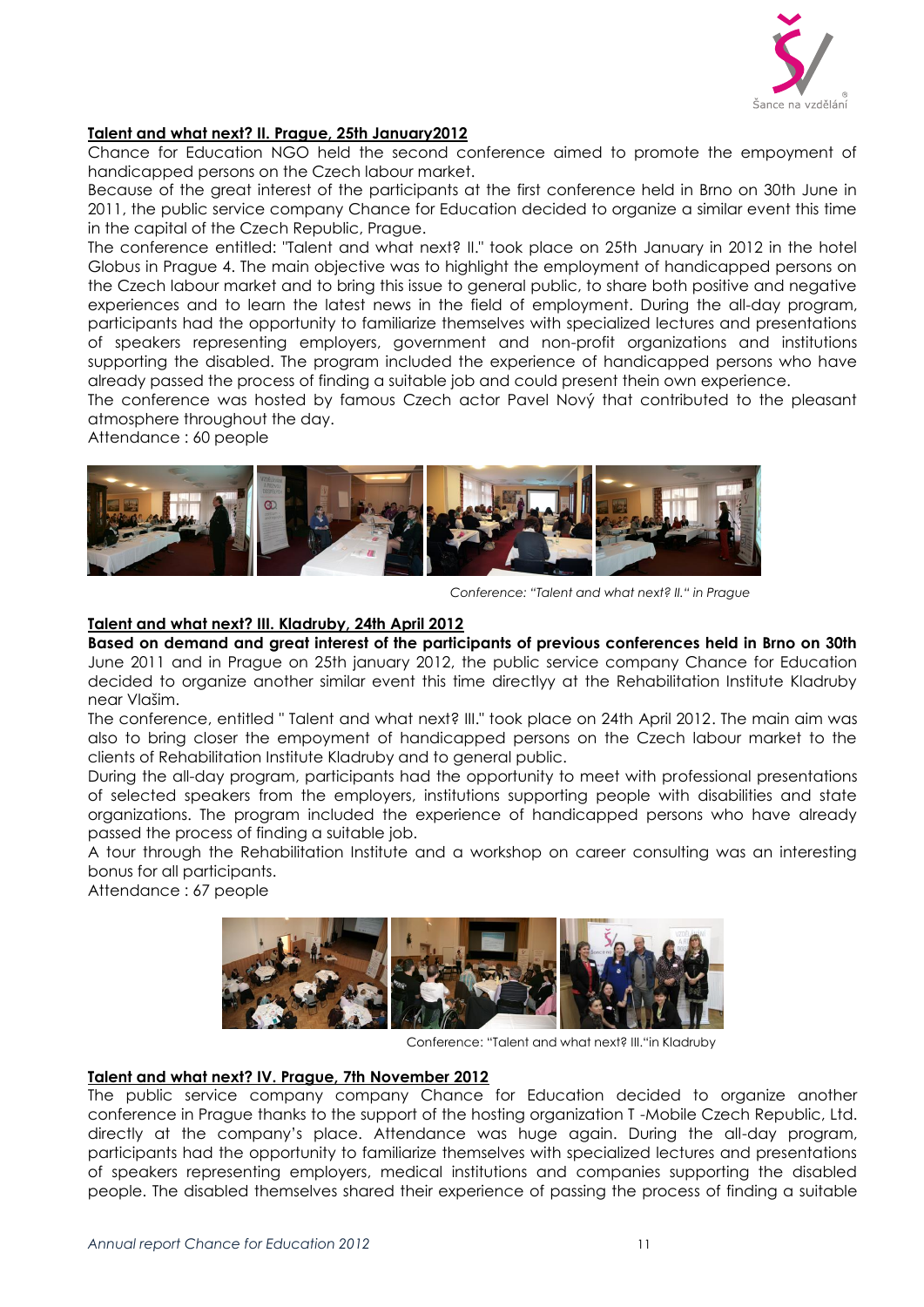**Talent and what next? II. Prague, 25th January2012**

Chance for Education NGO held the second conference aimed to promote the empowment of handicapped persons on the Czech labour market.

Because of the great interest of the participants at the first conference held in Brno on 30th June in 2011, the public service company Chance for Education decided to organize a similar event this time in the capital of the Czech Republic, Prague.

The conference entitled: "Talent and what next? II." took place on 25th January in 2012 in the hotel Globus in Prague 4. The main objective was to highlight the employment of handicapped persons on the Czech labour market and to bring this issue to general public, to share both positive and negative experiences and to learn the latest news in the field of employment. During the all-day program, participants had the opportunity to familiarize themselves with specialized lectures and presentations of speakers representing employers, government and non-profit organizations and institutions supporting the disabled. The program included the experience of handicapped persons who have already passed the process of finding a suitable job and could present thein own experience.

The conference was hosted by famous Czech actor Pavel Nový that contributed to the pleasant atmosphere throughout the day.

Attendance : 60 people

*Conference: "Talent and what next? II." in Prague*

**Talent and what next? III. Kladruby, 24th April 2012**

**Based on demand and great interest of the participants of previous conferences held in Brno on 30th** June 2011 and in Prague on 25th january 2012, the public service company Chance for Education decided to organize another similar event this time directlyy at the Rehabilitation Institute Kladruby near Vlašim.

The conference, entitled " Talent and what next? III." took place on 24th April 2012. The main aim was also to bring closer the empowment of handicapped persons on the Czech labour market to the clients of Rehabilitation Institute Kladruby and to general public.

During the all-day program, participants had the opportunity to meet with professional presentations of selected speakers from the employers, institutions supporting people with disabilities and state organizations. The program included the experience of handicapped persons who have already passed the process of finding a suitable job.

A tour through the Rehabilitation Institute and a workshop on career consulting was an interesting bonus for all participants.

Attendance : 67 people

Conference: "Talent and what next? III."in Kladruby

**Talent and what next? IV. Prague, 7th November 2012**

The public service company company Chance for Education decided to organize another conference in Prague thanks to the support of the hosting organization T -Mobile Czech Republic, Ltd. directly at the company's place. Attendance was huge again. During the all-day program, participants had the opportunity to familiarize themselves with specialized lectures and presentations of speakers representing employers, medical institutions and companies supporting the disabled people. The disabled themselves shared their experience of passing the process of finding a suitable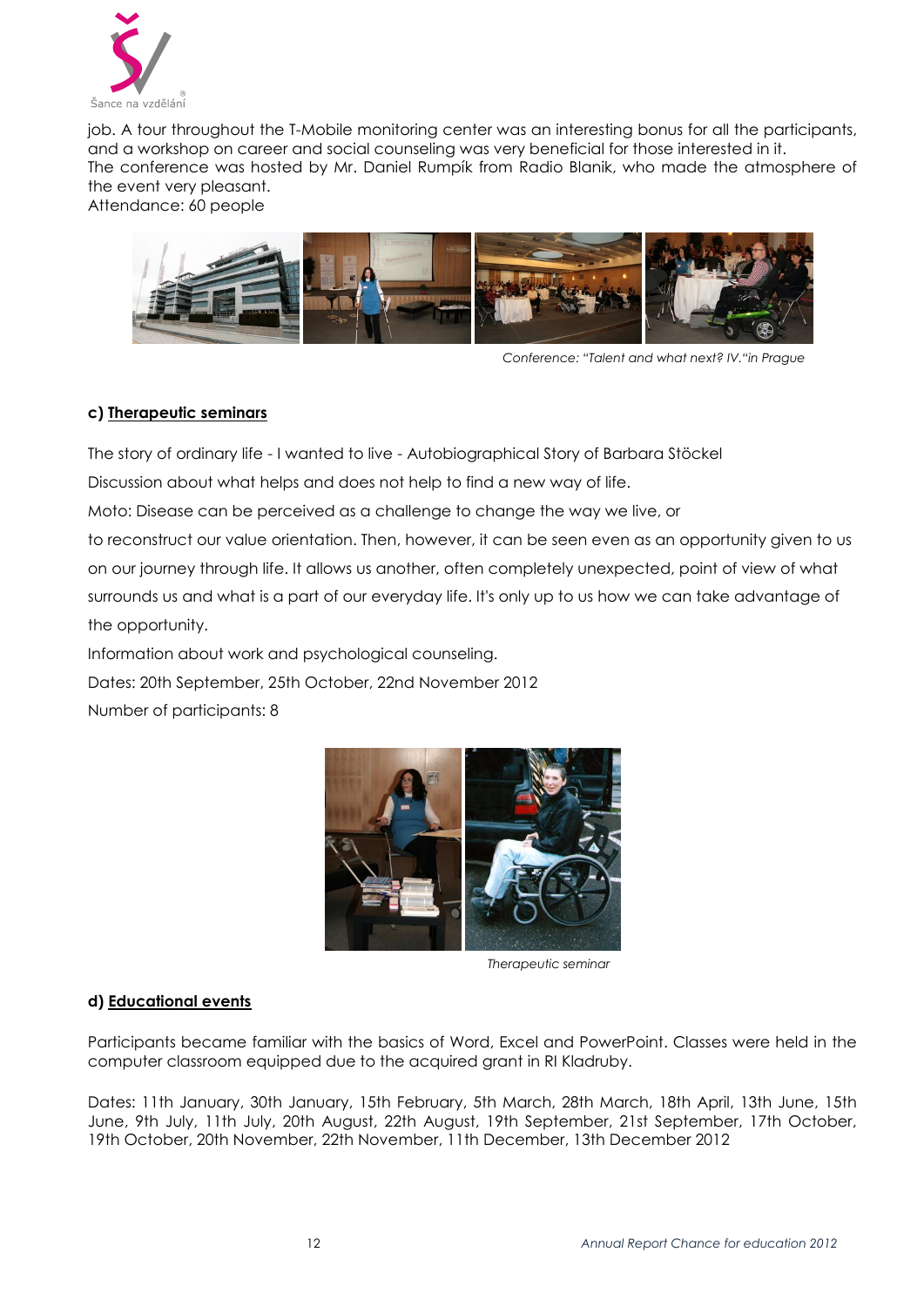job. A tour throughout the T-Mobile monitoring center was an interesting bonus for all the participants, and a workshop on career and social counseling was very beneficial for those interested in it.
The conference was hosted by Mr. Daniel Rumpík from Radio Blaník, who made the atmosphere of the event very pleasant.
Attendance: 60 people

*Conference: "Talent and what next? IV."in Prague*

### c) Therapeutic seminars

The story of ordinary life - I wanted to live - Autobiographical Story of Barbara Stöckel

Discussion about what helps and does not help to find a new way of life.

Moto: Disease can be perceived as a challenge to change the way we live, or

to reconstruct our value orientation. Then, however, it can be seen even as an opportunity given to us on our journey through life. It allows us another, often completely unexpected, point of view of what surrounds us and what is a part of our everyday life. It's only up to us how we can take advantage of the opportunity.

Information about work and psychological counseling.

Dates: 20th September, 25th October, 22nd November 2012

Number of participants: 8

*Therapeutic seminar*

### d) Educational events

Participants became familiar with the basics of Word, Excel and PowerPoint. Classes were held in the computer classroom equipped due to the acquired grant in RI Kladruby.

Dates: 11th January, 30th January, 15th February, 5th March, 28th March, 18th April, 13th June, 15th June, 9th July, 11th July, 20th August, 22th August, 19th September, 21st September, 17th October, 19th October, 20th November, 22th November, 11th December, 13th December 2012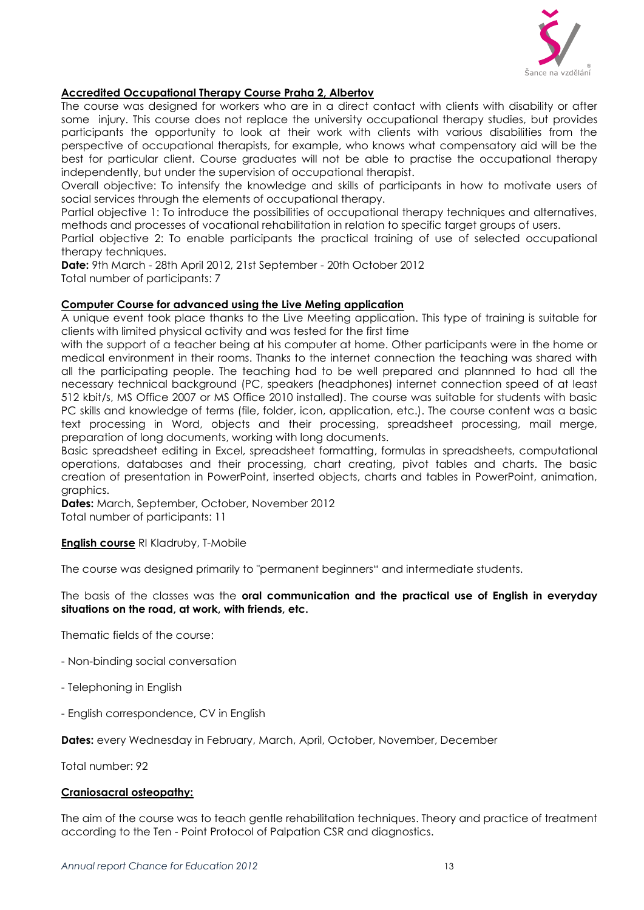**Accredited Occupational Therapy Course Praha 2, Albertov**

The course was designed for workers who are in a direct contact with clients with disability or after some injury. This course does not replace the university occupational therapy studies, but provides participants the opportunity to look at their work with clients with various disabilities from the perspective of occupational therapists, for example, who knows what compensatory aid will be the best for particular client. Course graduates will not be able to practise the occupational therapy independently, but under the supervision of occupational therapist.

Overall objective: To intensify the knowledge and skills of participants in how to motivate users of social services through the elements of occupational therapy.

Partial objective 1: To introduce the possibilities of occupational therapy techniques and alternatives, methods and processes of vocational rehabilitation in relation to specific target groups of users.

Partial objective 2: To enable participants the practical training of use of selected occupational therapy techniques.

**Date:** 9th March - 28th April 2012, 21st September - 20th October 2012

Total number of participants: 7

**Computer Course for advanced using the Live Meting application**

A unique event took place thanks to the Live Meeting application. This type of training is suitable for clients with limited physical activity and was tested for the first time with the support of a teacher being at his computer at home. Other participants were in the home or medical environment in their rooms. Thanks to the internet connection the teaching was shared with all the participating people. The teaching had to be well prepared and plannned to had all the necessary technical background (PC, speakers (headphones) internet connection speed of at least 512 kbit/s, MS Office 2007 or MS Office 2010 installed). The course was suitable for students with basic PC skills and knowledge of terms (file, folder, icon, application, etc.). The course content was a basic text processing in Word, objects and their processing, spreadsheet processing, mail merge, preparation of long documents, working with long documents.

Basic spreadsheet editing in Excel, spreadsheet formatting, formulas in spreadsheets, computational operations, databases and their processing, chart creating, pivot tables and charts. The basic creation of presentation in PowerPoint, inserted objects, charts and tables in PowerPoint, animation, graphics.

**Dates:** March, September, October, November 2012

Total number of participants: 11

**English course** RI Kladruby, T-Mobile

The course was designed primarily to "permanent beginners" and intermediate students.

The basis of the classes was the **oral communication and the practical use of English in everyday situations on the road, at work, with friends, etc.**

Thematic fields of the course:

- Non-binding social conversation
- Telephoning in English
- English correspondence, CV in English

**Dates:** every Wednesday in February, March, April, October, November, December

Total number: 92

**Craniosacral osteopathy:**

The aim of the course was to teach gentle rehabilitation techniques. Theory and practice of treatment according to the Ten - Point Protocol of Palpation CSR and diagnostics.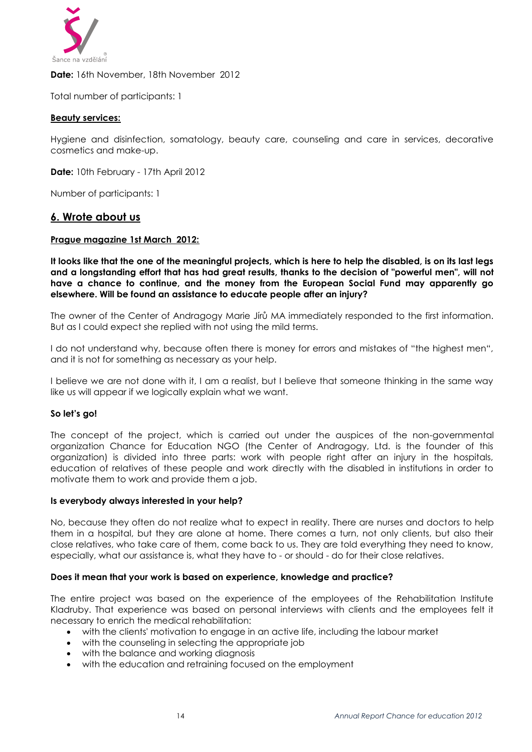**Date:** 16th November, 18th November 2012

Total number of participants: 1

**Beauty services:**

Hygiene and disinfection, somatology, beauty care, counseling and care in services, decorative cosmetics and make-up.

**Date:** 10th February - 17th April 2012

Number of participants: 1

## 6. Wrote about us

**Prague magazine 1st March 2012:**

**It looks like that the one of the meaningful projects, which is here to help the disabled, is on its last legs and a longstanding effort that has had great results, thanks to the decision of "powerful men", will not have a chance to continue, and the money from the European Social Fund may apparently go elsewhere. Will be found an assistance to educate people after an injury?**

The owner of the Center of Andragogy Marie Jírů MA immediately responded to the first information. But as I could expect she replied with not using the mild terms.

I do not understand why, because often there is money for errors and mistakes of "the highest men", and it is not for something as necessary as your help.

I believe we are not done with it, I am a realist, but I believe that someone thinking in the same way like us will appear if we logically explain what we want.

**So let's go!**

The concept of the project, which is carried out under the auspices of the non-governmental organization Chance for Education NGO (the Center of Andragogy, Ltd. is the founder of this organization) is divided into three parts: work with people right after an injury in the hospitals, education of relatives of these people and work directly with the disabled in institutions in order to motivate them to work and provide them a job.

**Is everybody always interested in your help?**

No, because they often do not realize what to expect in reality. There are nurses and doctors to help them in a hospital, but they are alone at home. There comes a turn, not only clients, but also their close relatives, who take care of them, come back to us. They are told everything they need to know, especially, what our assistance is, what they have to - or should - do for their close relatives.

**Does it mean that your work is based on experience, knowledge and practice?**

The entire project was based on the experience of the employees of the Rehabilitation Institute Kladruby. That experience was based on personal interviews with clients and the employees felt it necessary to enrich the medical rehabilitation:

- with the clients' motivation to engage in an active life, including the labour market
- with the counseling in selecting the appropriate job
- with the balance and working diagnosis
- with the education and retraining focused on the employment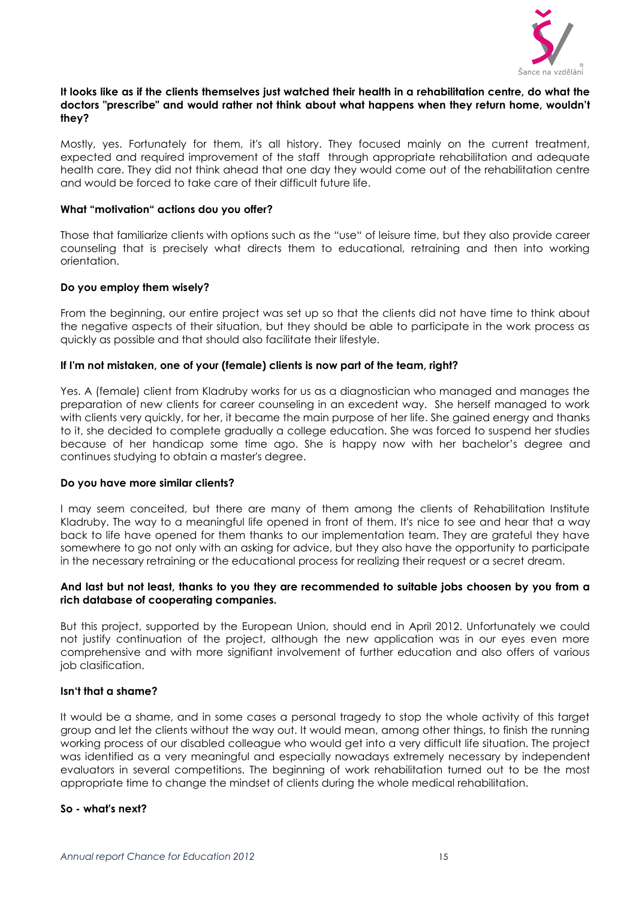**It looks like as if the clients themselves just watched their health in a rehabilitation centre, do what the doctors "prescribe" and would rather not think about what happens when they return home, wouldn't they?**

Mostly, yes. Fortunately for them, it's all history. They focused mainly on the current treatment, expected and required improvement of the staff through appropriate rehabilitation and adequate health care. They did not think ahead that one day they would come out of the rehabilitation centre and would be forced to take care of their difficult future life.

**What "motivation" actions dou you offer?**

Those that familiarize clients with options such as the "use" of leisure time, but they also provide career counseling that is precisely what directs them to educational, retraining and then into working orientation.

**Do you employ them wisely?**

From the beginning, our entire project was set up so that the clients did not have time to think about the negative aspects of their situation, but they should be able to participate in the work process as quickly as possible and that should also facilitate their lifestyle.

**If I'm not mistaken, one of your (female) clients is now part of the team, right?**

Yes. A (female) client from Kladruby works for us as a diagnostician who managed and manages the preparation of new clients for career counseling in an excedent way. She herself managed to work with clients very quickly, for her, it became the main purpose of her life. She gained energy and thanks to it, she decided to complete gradually a college education. She was forced to suspend her studies because of her handicap some time ago. She is happy now with her bachelor's degree and continues studying to obtain a master's degree.

**Do you have more similar clients?**

I may seem conceited, but there are many of them among the clients of Rehabilitation Institute Kladruby. The way to a meaningful life opened in front of them. It's nice to see and hear that a way back to life have opened for them thanks to our implementation team. They are grateful they have somewhere to go not only with an asking for advice, but they also have the opportunity to participate in the necessary retraining or the educational process for realizing their request or a secret dream.

**And last but not least, thanks to you they are recommended to suitable jobs choosen by you from a rich database of cooperating companies.**

But this project, supported by the European Union, should end in April 2012. Unfortunately we could not justify continuation of the project, although the new application was in our eyes even more comprehensive and with more signifiant involvement of further education and also offers of various job clasification.

**Isn't that a shame?**

It would be a shame, and in some cases a personal tragedy to stop the whole activity of this target group and let the clients without the way out. It would mean, among other things, to finish the running working process of our disabled colleague who would get into a very difficult life situation. The project was identified as a very meaningful and especially nowadays extremely necessary by independent evaluators in several competitions. The beginning of work rehabilitation turned out to be the most appropriate time to change the mindset of clients during the whole medical rehabilitation.

**So - what's next?**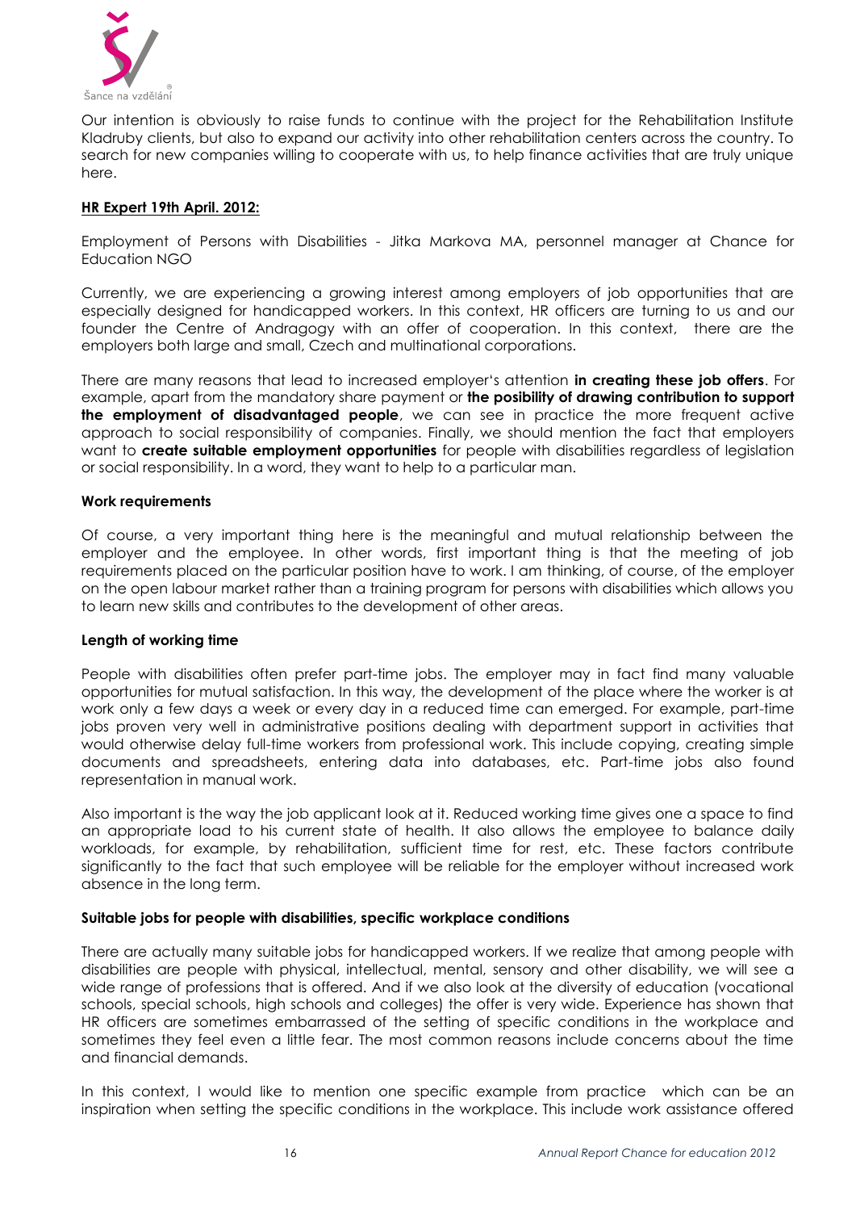Our intention is obviously to raise funds to continue with the project for the Rehabilitation Institute Kladruby clients, but also to expand our activity into other rehabilitation centers across the country. To search for new companies willing to cooperate with us, to help finance activities that are truly unique here.

**HR Expert 19th April. 2012:**

Employment of Persons with Disabilities - Jitka Markova MA, personnel manager at Chance for Education NGO

Currently, we are experiencing a growing interest among employers of job opportunities that are especially designed for handicapped workers. In this context, HR officers are turning to us and our founder the Centre of Andragogy with an offer of cooperation. In this context, there are the employers both large and small, Czech and multinational corporations.

There are many reasons that lead to increased employer's attention **in creating these job offers**. For example, apart from the mandatory share payment or **the posibility of drawing contribution to support the employment of disadvantaged people**, we can see in practice the more frequent active approach to social responsibility of companies. Finally, we should mention the fact that employers want to **create suitable employment opportunities** for people with disabilities regardless of legislation or social responsibility. In a word, they want to help to a particular man.

**Work requirements**

Of course, a very important thing here is the meaningful and mutual relationship between the employer and the employee. In other words, first important thing is that the meeting of job requirements placed on the particular position have to work. I am thinking, of course, of the employer on the open labour market rather than a training program for persons with disabilities which allows you to learn new skills and contributes to the development of other areas.

**Length of working time**

People with disabilities often prefer part-time jobs. The employer may in fact find many valuable opportunities for mutual satisfaction. In this way, the development of the place where the worker is at work only a few days a week or every day in a reduced time can emerged. For example, part-time jobs proven very well in administrative positions dealing with department support in activities that would otherwise delay full-time workers from professional work. This include copying, creating simple documents and spreadsheets, entering data into databases, etc. Part-time jobs also found representation in manual work.

Also important is the way the job applicant look at it. Reduced working time gives one a space to find an appropriate load to his current state of health. It also allows the employee to balance daily workloads, for example, by rehabilitation, sufficient time for rest, etc. These factors contribute significantly to the fact that such employee will be reliable for the employer without increased work absence in the long term.

**Suitable jobs for people with disabilities, specific workplace conditions**

There are actually many suitable jobs for handicapped workers. If we realize that among people with disabilities are people with physical, intellectual, mental, sensory and other disability, we will see a wide range of professions that is offered. And if we also look at the diversity of education (vocational schools, special schools, high schools and colleges) the offer is very wide. Experience has shown that HR officers are sometimes embarrassed of the setting of specific conditions in the workplace and sometimes they feel even a little fear. The most common reasons include concerns about the time and financial demands.

In this context, I would like to mention one specific example from practice which can be an inspiration when setting the specific conditions in the workplace. This include work assistance offered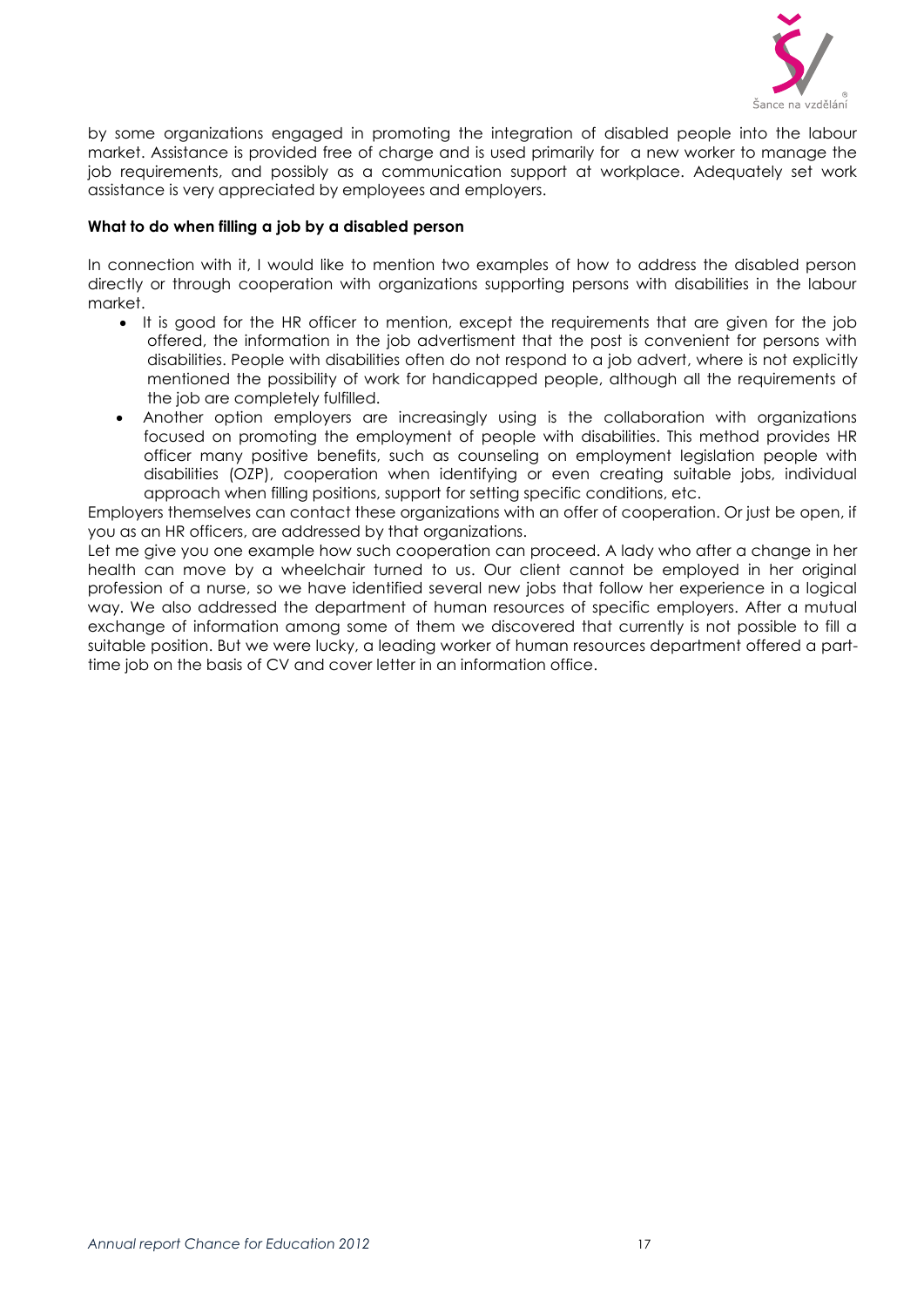by some organizations engaged in promoting the integration of disabled people into the labour market. Assistance is provided free of charge and is used primarily for a new worker to manage the job requirements, and possibly as a communication support at workplace. Adequately set work assistance is very appreciated by employees and employers.

**What to do when filling a job by a disabled person**

In connection with it, I would like to mention two examples of how to address the disabled person directly or through cooperation with organizations supporting persons with disabilities in the labour market.

- It is good for the HR officer to mention, except the requirements that are given for the job offered, the information in the job advertisment that the post is convenient for persons with disabilities. People with disabilities often do not respond to a job advert, where is not explicitly mentioned the possibility of work for handicapped people, although all the requirements of the job are completely fulfilled.
- Another option employers are increasingly using is the collaboration with organizations focused on promoting the employment of people with disabilities. This method provides HR officer many positive benefits, such as counseling on employment legislation people with disabilities (OZP), cooperation when identifying or even creating suitable jobs, individual approach when filling positions, support for setting specific conditions, etc.

Employers themselves can contact these organizations with an offer of cooperation. Or just be open, if you as an HR officers, are addressed by that organizations.

Let me give you one example how such cooperation can proceed. A lady who after a change in her health can move by a wheelchair turned to us. Our client cannot be employed in her original profession of a nurse, so we have identified several new jobs that follow her experience in a logical way. We also addressed the department of human resources of specific employers. After a mutual exchange of information among some of them we discovered that currently is not possible to fill a suitable position. But we were lucky, a leading worker of human resources department offered a part-time job on the basis of CV and cover letter in an information office.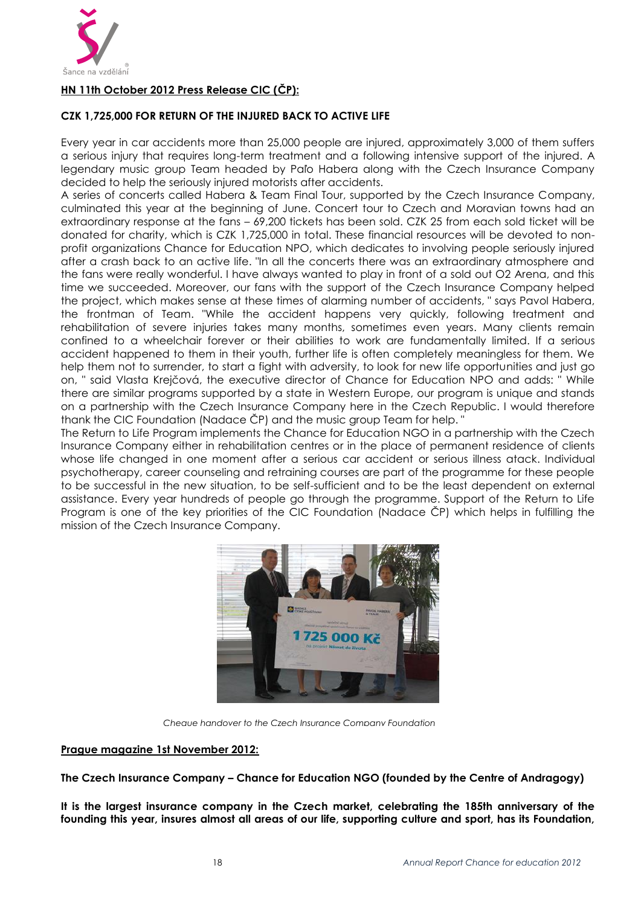**HN 11th October 2012 Press Release CIC (ČP):**

**CZK 1,725,000 FOR RETURN OF THE INJURED BACK TO ACTIVE LIFE**

Every year in car accidents more than 25,000 people are injured, approximately 3,000 of them suffers a serious injury that requires long-term treatment and a following intensive support of the injured. A legendary music group Team headed by Paľo Habera along with the Czech Insurance Company decided to help the seriously injured motorists after accidents.

A series of concerts called Habera & Team Final Tour, supported by the Czech Insurance Company, culminated this year at the beginning of June. Concert tour to Czech and Moravian towns had an extraordinary response at the fans – 69,200 tickets has been sold. CZK 25 from each sold ticket will be donated for charity, which is CZK 1,725,000 in total. These financial resources will be devoted to non-profit organizations Chance for Education NPO, which dedicates to involving people seriously injured after a crash back to an active life. "In all the concerts there was an extraordinary atmosphere and the fans were really wonderful. I have always wanted to play in front of a sold out O2 Arena, and this time we succeeded. Moreover, our fans with the support of the Czech Insurance Company helped the project, which makes sense at these times of alarming number of accidents, " says Pavol Habera, the frontman of Team. "While the accident happens very quickly, following treatment and rehabilitation of severe injuries takes many months, sometimes even years. Many clients remain confined to a wheelchair forever or their abilities to work are fundamentally limited. If a serious accident happened to them in their youth, further life is often completely meaningless for them. We help them not to surrender, to start a fight with adversity, to look for new life opportunities and just go on, " said Vlasta Krejčová, the executive director of Chance for Education NPO and adds: " While there are similar programs supported by a state in Western Europe, our program is unique and stands on a partnership with the Czech Insurance Company here in the Czech Republic. I would therefore thank the CIC Foundation (Nadace ČP) and the music group Team for help. "

The Return to Life Program implements the Chance for Education NGO in a partnership with the Czech Insurance Company either in rehabilitation centres or in the place of permanent residence of clients whose life changed in one moment after a serious car accident or serious illness atack. Individual psychotherapy, career counseling and retraining courses are part of the programme for these people to be successful in the new situation, to be self-sufficient and to be the least dependent on external assistance. Every year hundreds of people go through the programme. Support of the Return to Life Program is one of the key priorities of the CIC Foundation (Nadace ČP) which helps in fulfilling the mission of the Czech Insurance Company.

*Cheque handover to the Czech Insurance Company Foundation*

**Prague magazine 1st November 2012:**

**The Czech Insurance Company – Chance for Education NGO (founded by the Centre of Andragogy)**

**It is the largest insurance company in the Czech market, celebrating the 185th anniversary of the founding this year, insures almost all areas of our life, supporting culture and sport, has its Foundation,**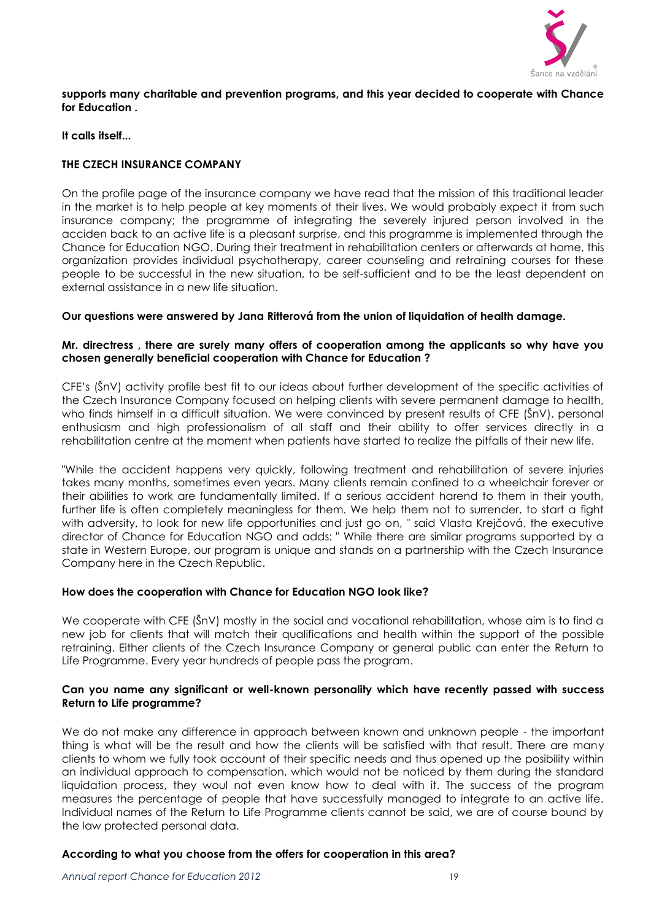**supports many charitable and prevention programs, and this year decided to cooperate with Chance for Education .**

**It calls itself...**

**THE CZECH INSURANCE COMPANY**

On the profile page of the insurance company we have read that the mission of this traditional leader in the market is to help people at key moments of their lives. We would probably expect it from such insurance company; the programme of integrating the severely injured person involved in the acciden back to an active life is a pleasant surprise, and this programme is implemented through the Chance for Education NGO. During their treatment in rehabilitation centers or afterwards at home, this organization provides individual psychotherapy, career counseling and retraining courses for these people to be successful in the new situation, to be self-sufficient and to be the least dependent on external assistance in a new life situation.

**Our questions were answered by Jana Ritterová from the union of liquidation of health damage.**

**Mr. directress , there are surely many offers of cooperation among the applicants so why have you chosen generally beneficial cooperation with Chance for Education ?**

CFE's (ŠnV) activity profile best fit to our ideas about further development of the specific activities of the Czech Insurance Company focused on helping clients with severe permanent damage to health, who finds himself in a difficult situation. We were convinced by present results of CFE (ŠnV), personal enthusiasm and high professionalism of all staff and their ability to offer services directly in a rehabilitation centre at the moment when patients have started to realize the pitfalls of their new life.

"While the accident happens very quickly, following treatment and rehabilitation of severe injuries takes many months, sometimes even years. Many clients remain confined to a wheelchair forever or their abilities to work are fundamentally limited. If a serious accident harend to them in their youth, further life is often completely meaningless for them. We help them not to surrender, to start a fight with adversity, to look for new life opportunities and just go on, " said Vlasta Krejčová, the executive director of Chance for Education NGO and adds: " While there are similar programs supported by a state in Western Europe, our program is unique and stands on a partnership with the Czech Insurance Company here in the Czech Republic.

**How does the cooperation with Chance for Education NGO look like?**

We cooperate with CFE (ŠnV) mostly in the social and vocational rehabilitation, whose aim is to find a new job for clients that will match their qualifications and health within the support of the possible retraining. Either clients of the Czech Insurance Company or general public can enter the Return to Life Programme. Every year hundreds of people pass the program.

**Can you name any significant or well-known personality which have recently passed with success Return to Life programme?**

We do not make any difference in approach between known and unknown people - the important thing is what will be the result and how the clients will be satisfied with that result. There are many clients to whom we fully took account of their specific needs and thus opened up the posibility within an individual approach to compensation, which would not be noticed by them during the standard liquidation process, they woul not even know how to deal with it. The success of the program measures the percentage of people that have successfully managed to integrate to an active life. Individual names of the Return to Life Programme clients cannot be said, we are of course bound by the law protected personal data.

**According to what you choose from the offers for cooperation in this area?**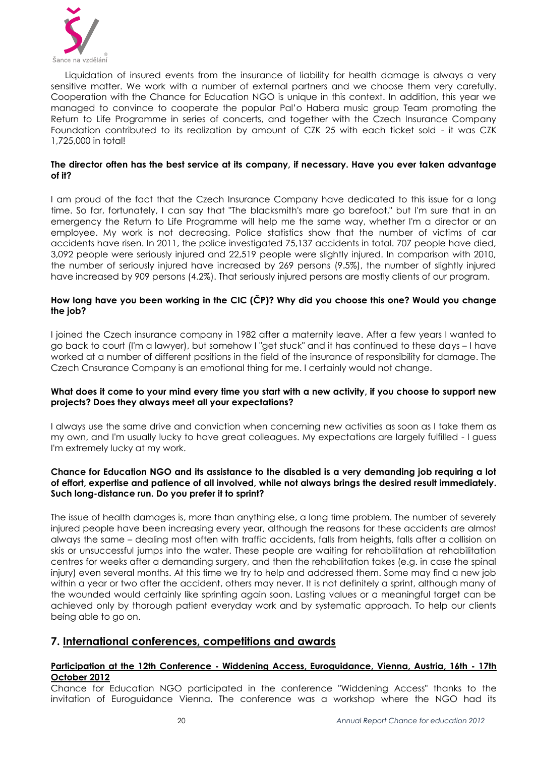Liquidation of insured events from the insurance of liability for health damage is always a very sensitive matter. We work with a number of external partners and we choose them very carefully. Cooperation with the Chance for Education NGO is unique in this context. In addition, this year we managed to convince to cooperate the popular Pal'o Habera music group Team promoting the Return to Life Programme in series of concerts, and together with the Czech Insurance Company Foundation contributed to its realization by amount of CZK 25 with each ticket sold - it was CZK 1,725,000 in total!

**The director often has the best service at its company, if necessary. Have you ever taken advantage of it?**

I am proud of the fact that the Czech Insurance Company have dedicated to this issue for a long time. So far, fortunately, I can say that "The blacksmith's mare go barefoot," but I'm sure that in an emergency the Return to Life Programme will help me the same way, whether I'm a director or an employee. My work is not decreasing. Police statistics show that the number of victims of car accidents have risen. In 2011, the police investigated 75,137 accidents in total. 707 people have died, 3,092 people were seriously injured and 22,519 people were slightly injured. In comparison with 2010, the number of seriously injured have increased by 269 persons (9.5%), the number of slightly injured have increased by 909 persons (4.2%). That seriously injured persons are mostly clients of our program.

**How long have you been working in the CIC (ČP)? Why did you choose this one? Would you change the job?**

I joined the Czech insurance company in 1982 after a maternity leave. After a few years I wanted to go back to court (I'm a lawyer), but somehow I "get stuck" and it has continued to these days – I have worked at a number of different positions in the field of the insurance of responsibility for damage. The Czech Cnsurance Company is an emotional thing for me. I certainly would not change.

**What does it come to your mind every time you start with a new activity, if you choose to support new projects? Does they always meet all your expectations?**

I always use the same drive and conviction when concerning new activities as soon as I take them as my own, and I'm usually lucky to have great colleagues. My expectations are largely fulfilled - I guess I'm extremely lucky at my work.

**Chance for Education NGO and its assistance to the disabled is a very demanding job requiring a lot of effort, expertise and patience of all involved, while not always brings the desired result immediately. Such long-distance run. Do you prefer it to sprint?**

The issue of health damages is, more than anything else, a long time problem. The number of severely injured people have been increasing every year, although the reasons for these accidents are almost always the same – dealing most often with traffic accidents, falls from heights, falls after a collision on skis or unsuccessful jumps into the water. These people are waiting for rehabilitation at rehabilitation centres for weeks after a demanding surgery, and then the rehabilitation takes (e.g. in case the spinal injury) even several months. At this time we try to help and addressed them. Some may find a new job within a year or two after the accident, others may never. It is not definitely a sprint, although many of the wounded would certainly like sprinting again soon. Lasting values or a meaningful target can be achieved only by thorough patient everyday work and by systematic approach. To help our clients being able to go on.

## 7. International conferences, competitions and awards

**Participation at the 12th Conference - Widdening Access, Euroguidance, Vienna, Austria, 16th - 17th October 2012**

Chance for Education NGO participated in the conference "Widdening Access" thanks to the invitation of Euroguidance Vienna. The conference was a workshop where the NGO had its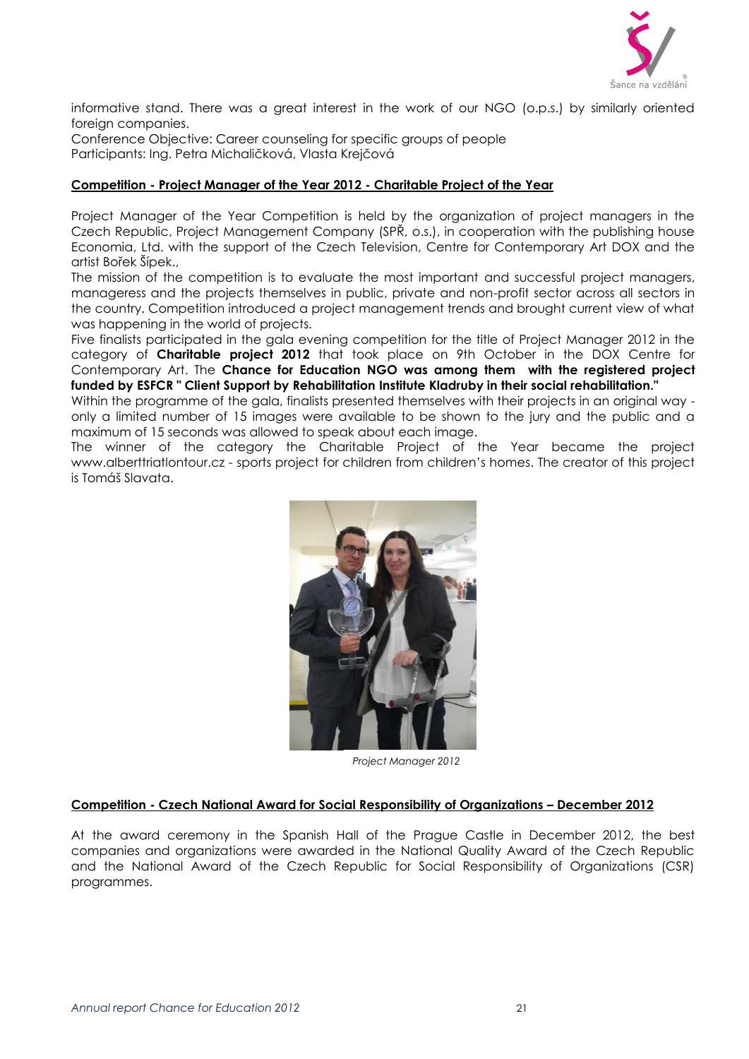informative stand. There was a great interest in the work of our NGO (o.p.s.) by similarly oriented foreign companies.
Conference Objective: Career counseling for specific groups of people
Participants: Ing. Petra Michaličková, Vlasta Krejčová

**Competition - Project Manager of the Year 2012 - Charitable Project of the Year**

Project Manager of the Year Competition is held by the organization of project managers in the Czech Republic, Project Management Company (SPŘ, o.s.), in cooperation with the publishing house Economia, Ltd. with the support of the Czech Television, Centre for Contemporary Art DOX and the artist Bořek Šípek.,
The mission of the competition is to evaluate the most important and successful project managers, manageress and the projects themselves in public, private and non-profit sector across all sectors in the country. Competition introduced a project management trends and brought current view of what was happening in the world of projects.
Five finalists participated in the gala evening competition for the title of Project Manager 2012 in the category of **Charitable project 2012** that took place on 9th October in the DOX Centre for Contemporary Art. The **Chance for Education NGO was among them with the registered project funded by ESFCR " Client Support by Rehabilitation Institute Kladruby in their social rehabilitation."**
Within the programme of the gala, finalists presented themselves with their projects in an original way - only a limited number of 15 images were available to be shown to the jury and the public and a maximum of 15 seconds was allowed to speak about each image.
The winner of the category the Charitable Project of the Year became the project www.alberttriatlontour.cz - sports project for children from children's homes. The creator of this project is Tomáš Slavata.

*Project Manager 2012*

**Competition - Czech National Award for Social Responsibility of Organizations – December 2012**

At the award ceremony in the Spanish Hall of the Prague Castle in December 2012, the best companies and organizations were awarded in the National Quality Award of the Czech Republic and the National Award of the Czech Republic for Social Responsibility of Organizations (CSR) programmes.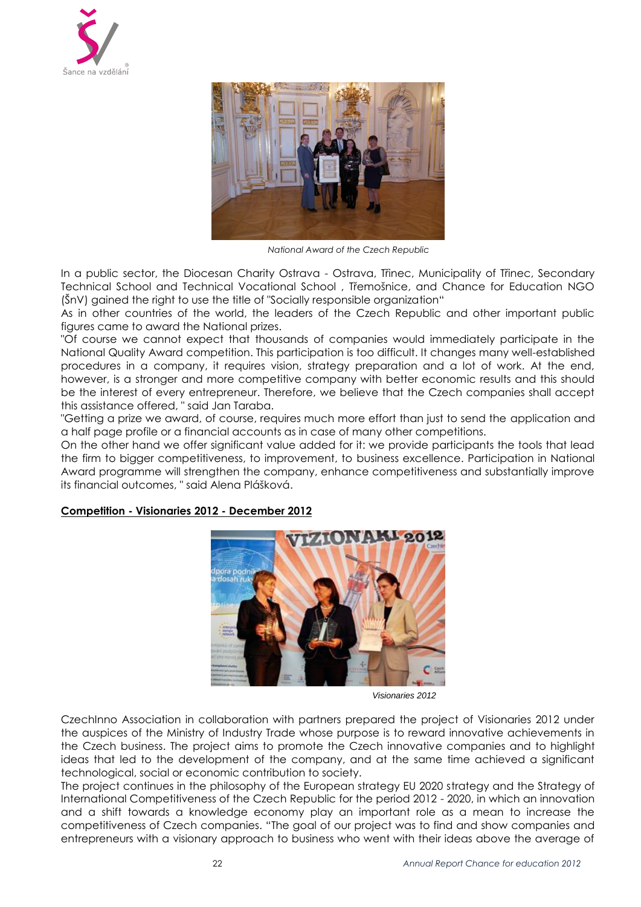National Award of the Czech Republic

In a public sector, the Diocesan Charity Ostrava - Ostrava, Třinec, Municipality of Třinec, Secondary Technical School and Technical Vocational School , Třemošnice, and Chance for Education NGO (ŠnV) gained the right to use the title of "Socially responsible organization"

As in other countries of the world, the leaders of the Czech Republic and other important public figures came to award the National prizes.

"Of course we cannot expect that thousands of companies would immediately participate in the National Quality Award competition. This participation is too difficult. It changes many well-established procedures in a company, it requires vision, strategy preparation and a lot of work. At the end, however, is a stronger and more competitive company with better economic results and this should be the interest of every entrepreneur. Therefore, we believe that the Czech companies shall accept this assistance offered, " said Jan Taraba.

"Getting a prize we award, of course, requires much more effort than just to send the application and a half page profile or a financial accounts as in case of many other competitions.

On the other hand we offer significant value added for it: we provide participants the tools that lead the firm to bigger competitiveness, to improvement, to business excellence. Participation in National Award programme will strengthen the company, enhance competitiveness and substantially improve its financial outcomes, " said Alena Plášková.

**Competition - Visionaries 2012 - December 2012**

Visionaries 2012

CzechInno Association in collaboration with partners prepared the project of Visionaries 2012 under the auspices of the Ministry of Industry Trade whose purpose is to reward innovative achievements in the Czech business. The project aims to promote the Czech innovative companies and to highlight ideas that led to the development of the company, and at the same time achieved a significant technological, social or economic contribution to society.

The project continues in the philosophy of the European strategy EU 2020 strategy and the Strategy of International Competitiveness of the Czech Republic for the period 2012 - 2020, in which an innovation and a shift towards a knowledge economy play an important role as a mean to increase the competitiveness of Czech companies. "The goal of our project was to find and show companies and entrepreneurs with a visionary approach to business who went with their ideas above the average of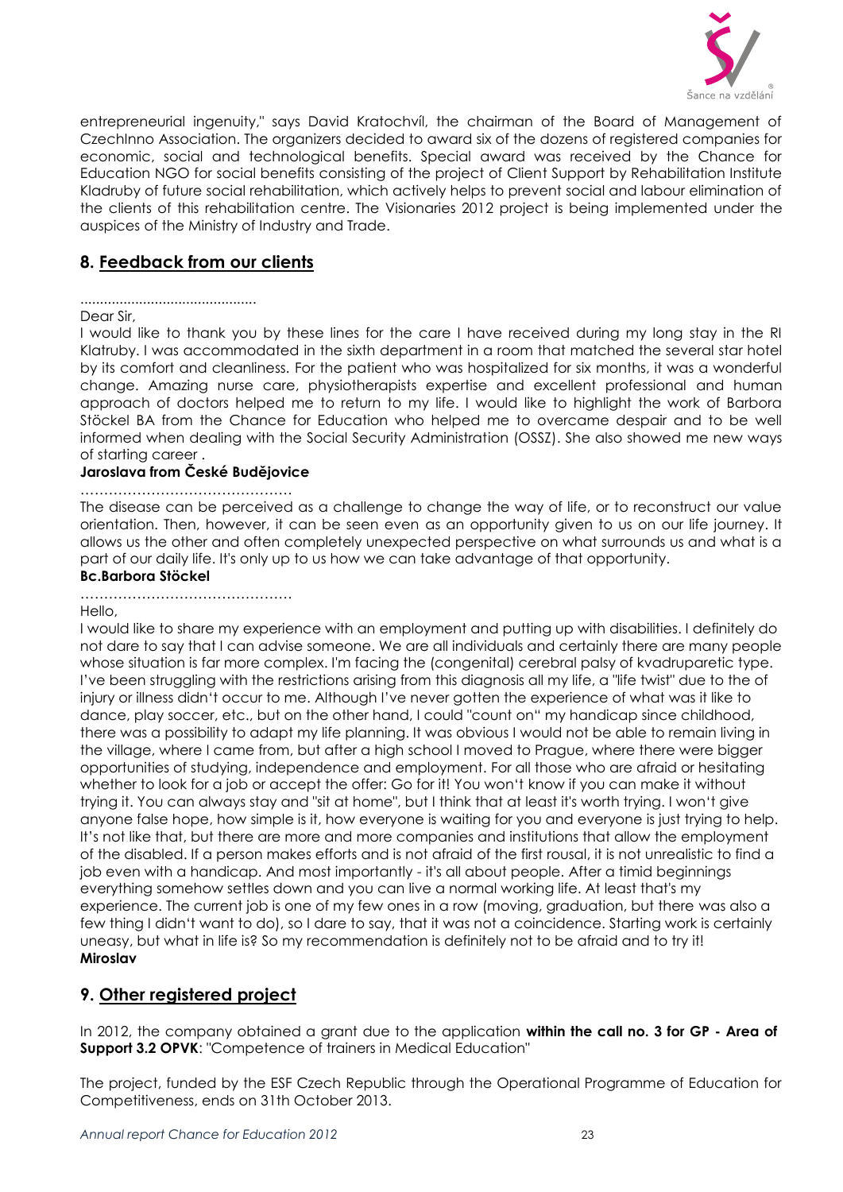entrepreneurial ingenuity," says David Kratochvíl, the chairman of the Board of Management of CzechInno Association. The organizers decided to award six of the dozens of registered companies for economic, social and technological benefits. Special award was received by the Chance for Education NGO for social benefits consisting of the project of Client Support by Rehabilitation Institute Kladruby of future social rehabilitation, which actively helps to prevent social and labour elimination of the clients of this rehabilitation centre. The Visionaries 2012 project is being implemented under the auspices of the Ministry of Industry and Trade.

## 8. Feedback from our clients

............................................

Dear Sir,

I would like to thank you by these lines for the care I have received during my long stay in the RI Klatruby. I was accommodated in the sixth department in a room that matched the several star hotel by its comfort and cleanliness. For the patient who was hospitalized for six months, it was a wonderful change. Amazing nurse care, physiotherapists expertise and excellent professional and human approach of doctors helped me to return to my life. I would like to highlight the work of Barbora Stöckel BA from the Chance for Education who helped me to overcame despair and to be well informed when dealing with the Social Security Administration (OSSZ). She also showed me new ways of starting career .

**Jaroslava from České Budějovice**

……………………………………….

The disease can be perceived as a challenge to change the way of life, or to reconstruct our value orientation. Then, however, it can be seen even as an opportunity given to us on our life journey. It allows us the other and often completely unexpected perspective on what surrounds us and what is a part of our daily life. It's only up to us how we can take advantage of that opportunity.

**Bc.Barbora Stöckel**

……………………………………….

Hello,

I would like to share my experience with an employment and putting up with disabilities. I definitely do not dare to say that I can advise someone. We are all individuals and certainly there are many people whose situation is far more complex. I'm facing the (congenital) cerebral palsy of kvadruparetic type. I've been struggling with the restrictions arising from this diagnosis all my life, a "life twist" due to the of injury or illness didn't occur to me. Although I've never gotten the experience of what was it like to dance, play soccer, etc., but on the other hand, I could "count on" my handicap since childhood, there was a possibility to adapt my life planning. It was obvious I would not be able to remain living in the village, where I came from, but after a high school I moved to Prague, where there were bigger opportunities of studying, independence and employment. For all those who are afraid or hesitating whether to look for a job or accept the offer: Go for it! You won't know if you can make it without trying it. You can always stay and "sit at home", but I think that at least it's worth trying. I won't give anyone false hope, how simple is it, how everyone is waiting for you and everyone is just trying to help. It's not like that, but there are more and more companies and institutions that allow the employment of the disabled. If a person makes efforts and is not afraid of the first rousal, it is not unrealistic to find a job even with a handicap. And most importantly - it's all about people. After a timid beginnings everything somehow settles down and you can live a normal working life. At least that's my experience. The current job is one of my few ones in a row (moving, graduation, but there was also a few thing I didn't want to do), so I dare to say, that it was not a coincidence. Starting work is certainly uneasy, but what in life is? So my recommendation is definitely not to be afraid and to try it!

**Miroslav**

## 9. Other registered project

In 2012, the company obtained a grant due to the application **within the call no. 3 for GP - Area of Support 3.2 OPVK**: "Competence of trainers in Medical Education"

The project, funded by the ESF Czech Republic through the Operational Programme of Education for Competitiveness, ends on 31th October 2013.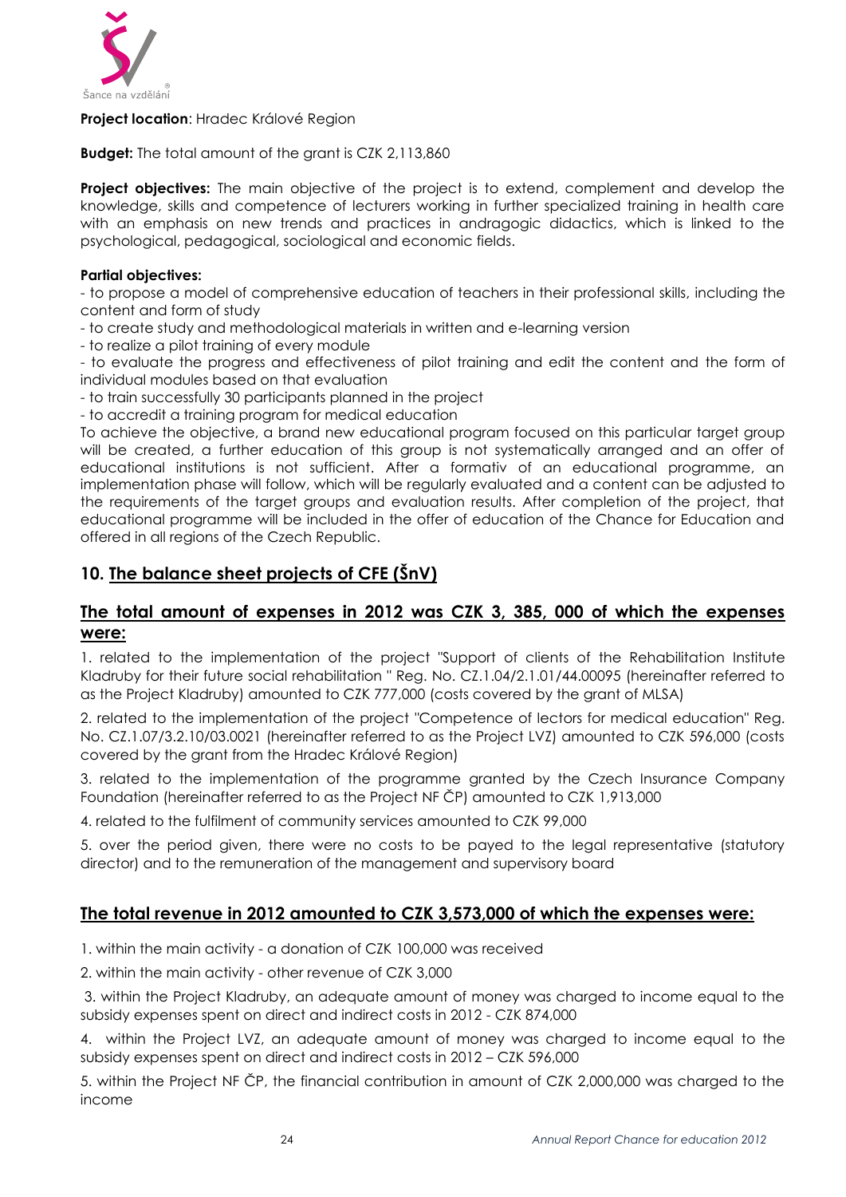**Project location**: Hradec Králové Region

**Budget:** The total amount of the grant is CZK 2,113,860

**Project objectives:** The main objective of the project is to extend, complement and develop the knowledge, skills and competence of lecturers working in further specialized training in health care with an emphasis on new trends and practices in andragogic didactics, which is linked to the psychological, pedagogical, sociological and economic fields.

**Partial objectives:**

- to propose a model of comprehensive education of teachers in their professional skills, including the content and form of study
- to create study and methodological materials in written and e-learning version
- to realize a pilot training of every module
- to evaluate the progress and effectiveness of pilot training and edit the content and the form of individual modules based on that evaluation
- to train successfully 30 participants planned in the project
- to accredit a training program for medical education

To achieve the objective, a brand new educational program focused on this particular target group will be created, a further education of this group is not systematically arranged and an offer of educational institutions is not sufficient. After a formativ of an educational programme, an implementation phase will follow, which will be regularly evaluated and a content can be adjusted to the requirements of the target groups and evaluation results. After completion of the project, that educational programme will be included in the offer of education of the Chance for Education and offered in all regions of the Czech Republic.

## 10. The balance sheet projects of CFE (ŠnV)

### The total amount of expenses in 2012 was CZK 3, 385, 000 of which the expenses were:

1. related to the implementation of the project "Support of clients of the Rehabilitation Institute Kladruby for their future social rehabilitation " Reg. No. CZ.1.04/2.1.01/44.00095 (hereinafter referred to as the Project Kladruby) amounted to CZK 777,000 (costs covered by the grant of MLSA)

2. related to the implementation of the project "Competence of lectors for medical education" Reg. No. CZ.1.07/3.2.10/03.0021 (hereinafter referred to as the Project LVZ) amounted to CZK 596,000 (costs covered by the grant from the Hradec Králové Region)

3. related to the implementation of the programme granted by the Czech Insurance Company Foundation (hereinafter referred to as the Project NF ČP) amounted to CZK 1,913,000

4. related to the fulfilment of community services amounted to CZK 99,000

5. over the period given, there were no costs to be payed to the legal representative (statutory director) and to the remuneration of the management and supervisory board

### The total revenue in 2012 amounted to CZK 3,573,000 of which the expenses were:

1. within the main activity - a donation of CZK 100,000 was received

2. within the main activity - other revenue of CZK 3,000

3. within the Project Kladruby, an adequate amount of money was charged to income equal to the subsidy expenses spent on direct and indirect costs in 2012 - CZK 874,000

4. within the Project LVZ, an adequate amount of money was charged to income equal to the subsidy expenses spent on direct and indirect costs in 2012 – CZK 596,000

5. within the Project NF ČP, the financial contribution in amount of CZK 2,000,000 was charged to the income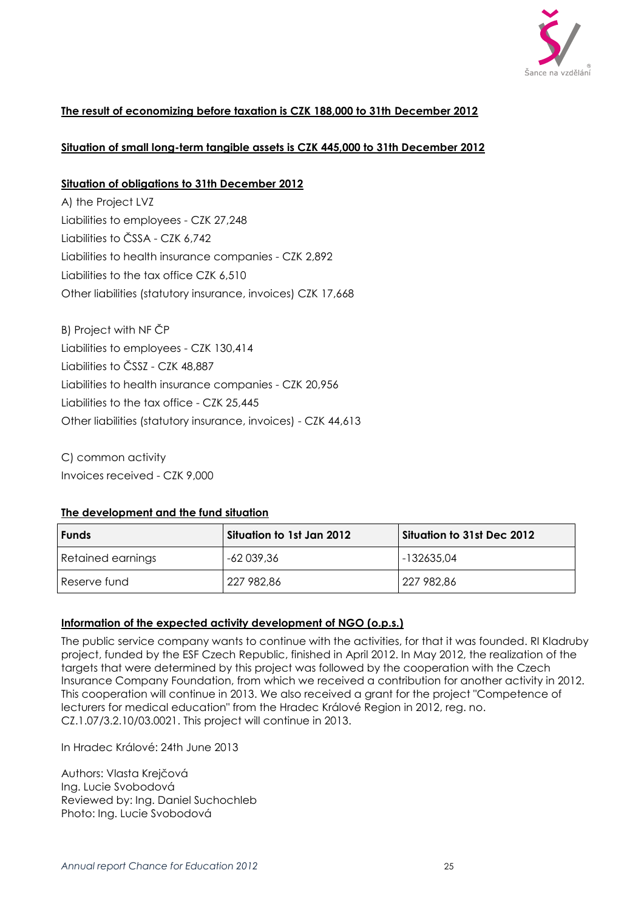**The result of economizing before taxation is CZK 188,000 to 31th December 2012**

**Situation of small long-term tangible assets is CZK 445,000 to 31th December 2012**

**Situation of obligations to 31th December 2012**

A) the Project LVZ
Liabilities to employees - CZK 27,248
Liabilities to ČSSA - CZK 6,742
Liabilities to health insurance companies - CZK 2,892
Liabilities to the tax office CZK 6,510
Other liabilities (statutory insurance, invoices) CZK 17,668

B) Project with NF ČP
Liabilities to employees - CZK 130,414
Liabilities to ČSSZ - CZK 48,887
Liabilities to health insurance companies - CZK 20,956
Liabilities to the tax office - CZK 25,445
Other liabilities (statutory insurance, invoices) - CZK 44,613

C) common activity
Invoices received - CZK 9,000

**The development and the fund situation**

| Funds | Situation to 1st Jan 2012 | Situation to 31st Dec 2012 |
|---|---|---|
| Retained earnings | -62 039,36 | -132635,04 |
| Reserve fund | 227 982,86 | 227 982,86 |

**Information of the expected activity development of NGO (o.p.s.)**

The public service company wants to continue with the activities, for that it was founded. RI Kladruby project, funded by the ESF Czech Republic, finished in April 2012. In May 2012, the realization of the targets that were determined by this project was followed by the cooperation with the Czech Insurance Company Foundation, from which we received a contribution for another activity in 2012. This cooperation will continue in 2013. We also received a grant for the project "Competence of lecturers for medical education" from the Hradec Králové Region in 2012, reg. no. CZ.1.07/3.2.10/03.0021. This project will continue in 2013.

In Hradec Králové: 24th June 2013

Authors: Vlasta Krejčová
Ing. Lucie Svobodová
Reviewed by: Ing. Daniel Suchochleb
Photo: Ing. Lucie Svobodová